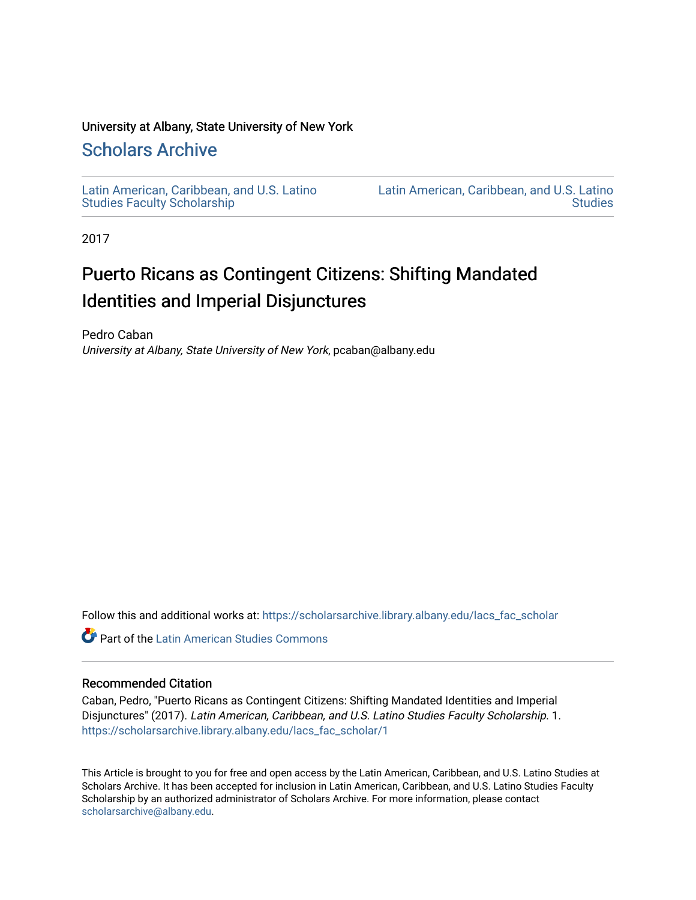University at Albany, State University of New York

# Scholars Archive

Latin American, Caribbean, and U.S. Latino Studies Faculty Scholarship

Latin American, Caribbean, and U.S. Latino Studies

2017

# Puerto Ricans as Contingent Citizens: Shifting Mandated Identities and Imperial Disjunctures

Pedro Caban
*University at Albany, State University of New York*, pcaban@albany.edu

Follow this and additional works at: https://scholarsarchive.library.albany.edu/lacs_fac_scholar

Part of the Latin American Studies Commons

## Recommended Citation

Caban, Pedro, "Puerto Ricans as Contingent Citizens: Shifting Mandated Identities and Imperial Disjunctures" (2017). *Latin American, Caribbean, and U.S. Latino Studies Faculty Scholarship*. 1.
https://scholarsarchive.library.albany.edu/lacs_fac_scholar/1

This Article is brought to you for free and open access by the Latin American, Caribbean, and U.S. Latino Studies at Scholars Archive. It has been accepted for inclusion in Latin American, Caribbean, and U.S. Latino Studies Faculty Scholarship by an authorized administrator of Scholars Archive. For more information, please contact scholarsarchive@albany.edu.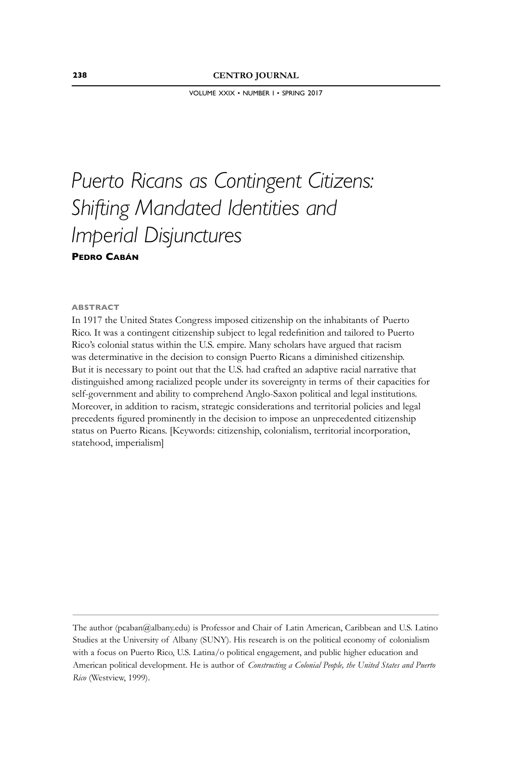# *Puerto Ricans as Contingent Citizens: Shifting Mandated Identities and Imperial Disjunctures*

**Pedro Cabán**

**ABSTRACT**

In 1917 the United States Congress imposed citizenship on the inhabitants of Puerto Rico. It was a contingent citizenship subject to legal redefinition and tailored to Puerto Rico's colonial status within the U.S. empire. Many scholars have argued that racism was determinative in the decision to consign Puerto Ricans a diminished citizenship. But it is necessary to point out that the U.S. had crafted an adaptive racial narrative that distinguished among racialized people under its sovereignty in terms of their capacities for self-government and ability to comprehend Anglo-Saxon political and legal institutions. Moreover, in addition to racism, strategic considerations and territorial policies and legal precedents figured prominently in the decision to impose an unprecedented citizenship status on Puerto Ricans. [Keywords: citizenship, colonialism, territorial incorporation, statehood, imperialism]

---

The author (pcaban@albany.edu) is Professor and Chair of Latin American, Caribbean and U.S. Latino Studies at the University of Albany (SUNY). His research is on the political economy of colonialism with a focus on Puerto Rico, U.S. Latina/o political engagement, and public higher education and American political development. He is author of *Constructing a Colonial People, the United States and Puerto Rico* (Westview, 1999).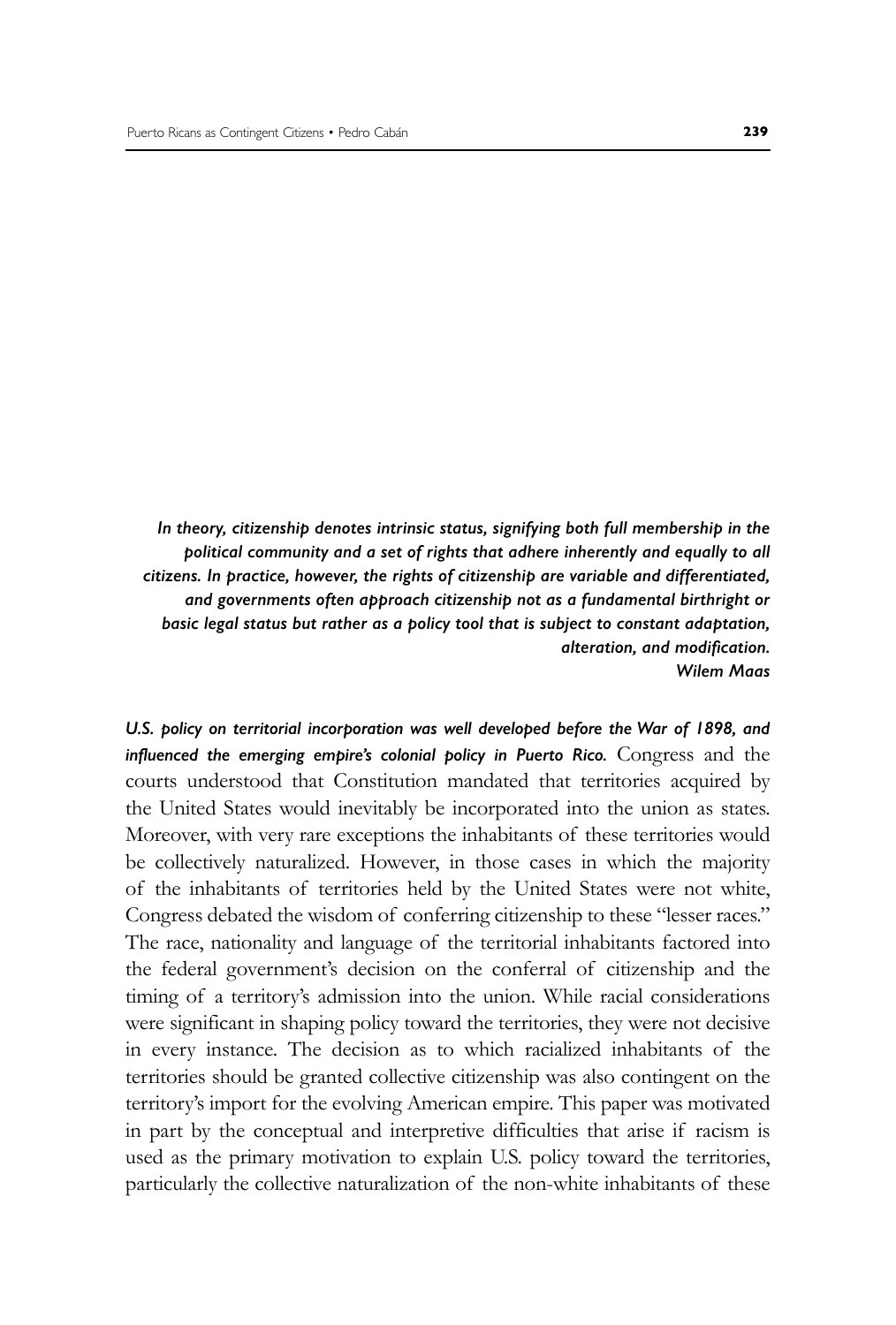> ***In theory, citizenship denotes intrinsic status, signifying both full membership in the political community and a set of rights that adhere inherently and equally to all citizens. In practice, however, the rights of citizenship are variable and differentiated, and governments often approach citizenship not as a fundamental birthright or basic legal status but rather as a policy tool that is subject to constant adaptation, alteration, and modification.***
> ***Wilem Maas***

***U.S. policy on territorial incorporation was well developed before the War of 1898, and influenced the emerging empire's colonial policy in Puerto Rico.*** Congress and the courts understood that Constitution mandated that territories acquired by the United States would inevitably be incorporated into the union as states. Moreover, with very rare exceptions the inhabitants of these territories would be collectively naturalized. However, in those cases in which the majority of the inhabitants of territories held by the United States were not white, Congress debated the wisdom of conferring citizenship to these "lesser races." The race, nationality and language of the territorial inhabitants factored into the federal government's decision on the conferral of citizenship and the timing of a territory's admission into the union. While racial considerations were significant in shaping policy toward the territories, they were not decisive in every instance. The decision as to which racialized inhabitants of the territories should be granted collective citizenship was also contingent on the territory's import for the evolving American empire. This paper was motivated in part by the conceptual and interpretive difficulties that arise if racism is used as the primary motivation to explain U.S. policy toward the territories, particularly the collective naturalization of the non-white inhabitants of these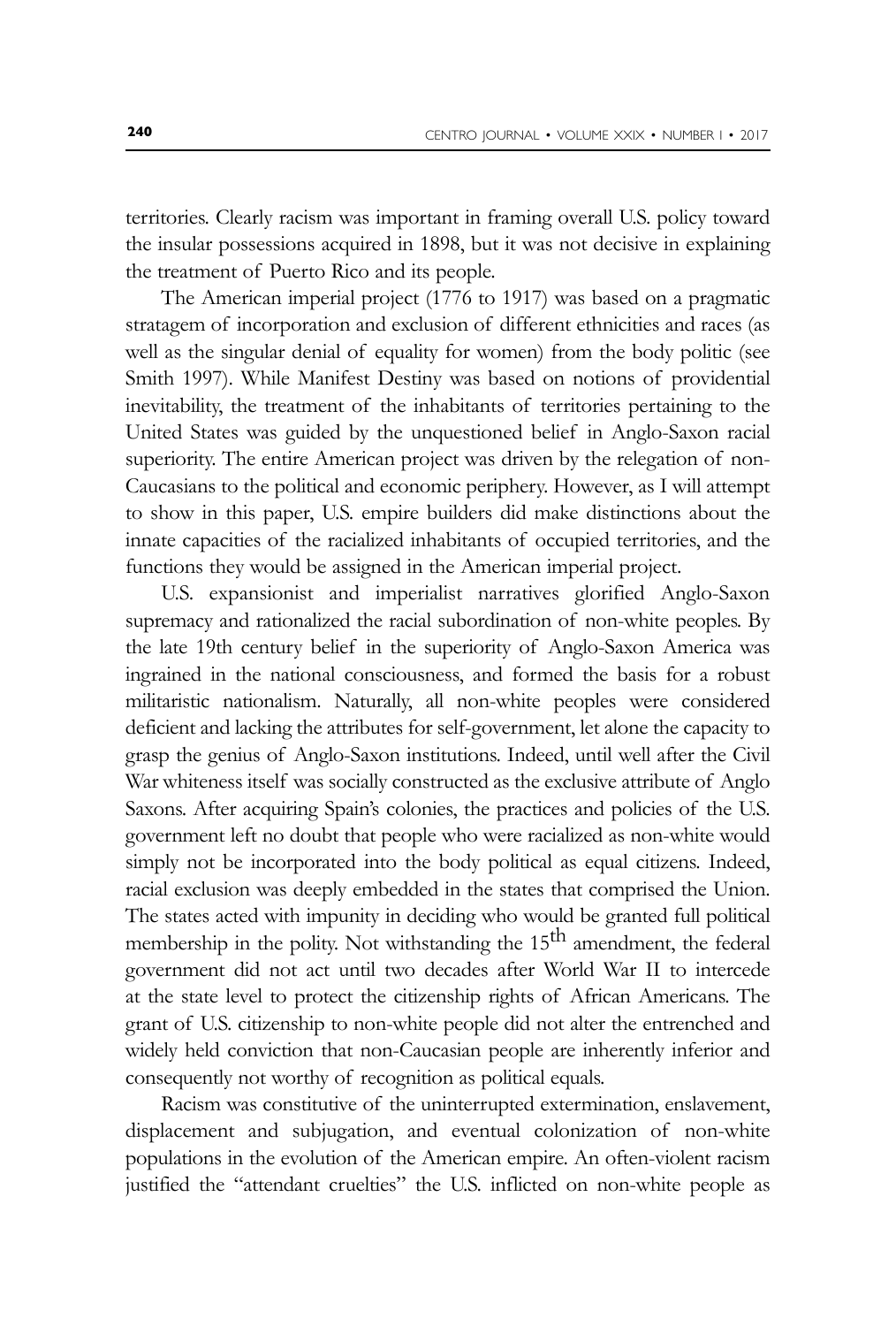territories. Clearly racism was important in framing overall U.S. policy toward the insular possessions acquired in 1898, but it was not decisive in explaining the treatment of Puerto Rico and its people.

The American imperial project (1776 to 1917) was based on a pragmatic stratagem of incorporation and exclusion of different ethnicities and races (as well as the singular denial of equality for women) from the body politic (see Smith 1997). While Manifest Destiny was based on notions of providential inevitability, the treatment of the inhabitants of territories pertaining to the United States was guided by the unquestioned belief in Anglo-Saxon racial superiority. The entire American project was driven by the relegation of non-Caucasians to the political and economic periphery. However, as I will attempt to show in this paper, U.S. empire builders did make distinctions about the innate capacities of the racialized inhabitants of occupied territories, and the functions they would be assigned in the American imperial project.

U.S. expansionist and imperialist narratives glorified Anglo-Saxon supremacy and rationalized the racial subordination of non-white peoples. By the late 19th century belief in the superiority of Anglo-Saxon America was ingrained in the national consciousness, and formed the basis for a robust militaristic nationalism. Naturally, all non-white peoples were considered deficient and lacking the attributes for self-government, let alone the capacity to grasp the genius of Anglo-Saxon institutions. Indeed, until well after the Civil War whiteness itself was socially constructed as the exclusive attribute of Anglo Saxons. After acquiring Spain's colonies, the practices and policies of the U.S. government left no doubt that people who were racialized as non-white would simply not be incorporated into the body political as equal citizens. Indeed, racial exclusion was deeply embedded in the states that comprised the Union. The states acted with impunity in deciding who would be granted full political membership in the polity. Not withstanding the 15$^{th}$ amendment, the federal government did not act until two decades after World War II to intercede at the state level to protect the citizenship rights of African Americans. The grant of U.S. citizenship to non-white people did not alter the entrenched and widely held conviction that non-Caucasian people are inherently inferior and consequently not worthy of recognition as political equals.

Racism was constitutive of the uninterrupted extermination, enslavement, displacement and subjugation, and eventual colonization of non-white populations in the evolution of the American empire. An often-violent racism justified the "attendant cruelties" the U.S. inflicted on non-white people as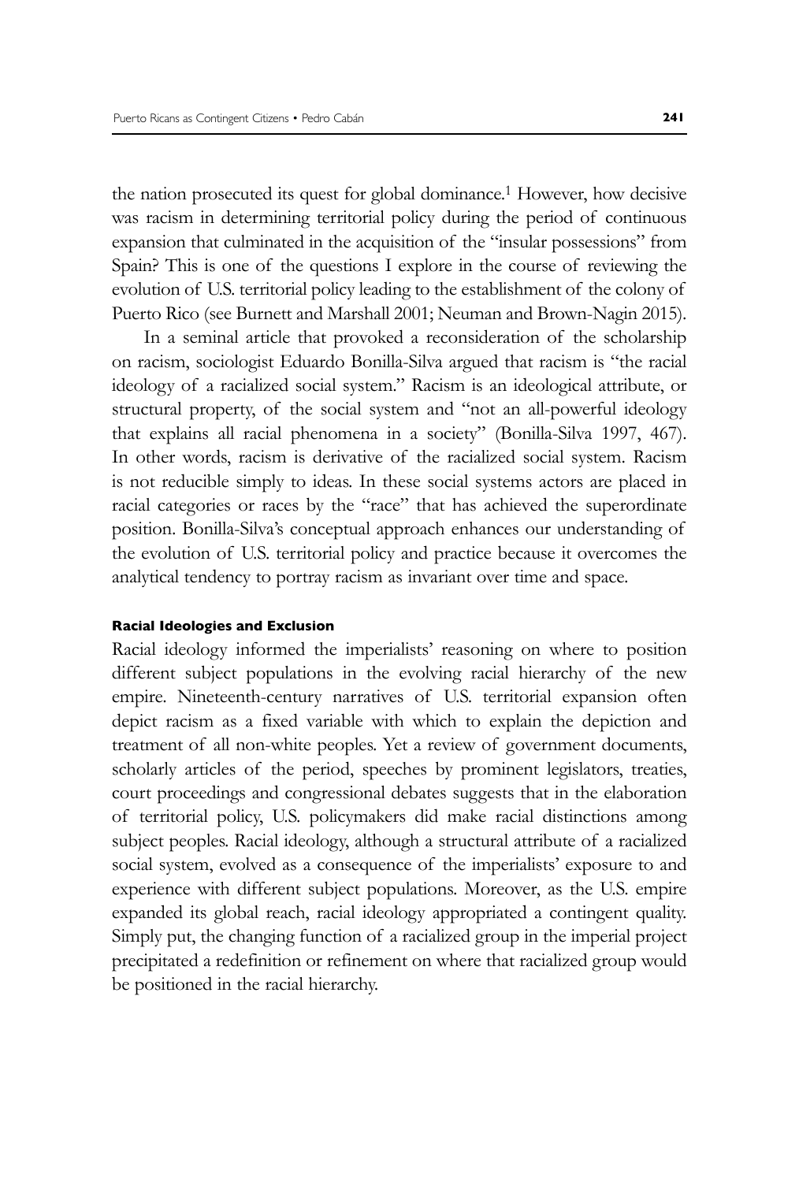the nation prosecuted its quest for global dominance.[1] However, how decisive was racism in determining territorial policy during the period of continuous expansion that culminated in the acquisition of the "insular possessions" from Spain? This is one of the questions I explore in the course of reviewing the evolution of U.S. territorial policy leading to the establishment of the colony of Puerto Rico (see Burnett and Marshall 2001; Neuman and Brown-Nagin 2015).

In a seminal article that provoked a reconsideration of the scholarship on racism, sociologist Eduardo Bonilla-Silva argued that racism is "the racial ideology of a racialized social system." Racism is an ideological attribute, or structural property, of the social system and "not an all-powerful ideology that explains all racial phenomena in a society" (Bonilla-Silva 1997, 467). In other words, racism is derivative of the racialized social system. Racism is not reducible simply to ideas. In these social systems actors are placed in racial categories or races by the "race" that has achieved the superordinate position. Bonilla-Silva's conceptual approach enhances our understanding of the evolution of U.S. territorial policy and practice because it overcomes the analytical tendency to portray racism as invariant over time and space.

#### Racial Ideologies and Exclusion

Racial ideology informed the imperialists' reasoning on where to position different subject populations in the evolving racial hierarchy of the new empire. Nineteenth-century narratives of U.S. territorial expansion often depict racism as a fixed variable with which to explain the depiction and treatment of all non-white peoples. Yet a review of government documents, scholarly articles of the period, speeches by prominent legislators, treaties, court proceedings and congressional debates suggests that in the elaboration of territorial policy, U.S. policymakers did make racial distinctions among subject peoples. Racial ideology, although a structural attribute of a racialized social system, evolved as a consequence of the imperialists' exposure to and experience with different subject populations. Moreover, as the U.S. empire expanded its global reach, racial ideology appropriated a contingent quality. Simply put, the changing function of a racialized group in the imperial project precipitated a redefinition or refinement on where that racialized group would be positioned in the racial hierarchy.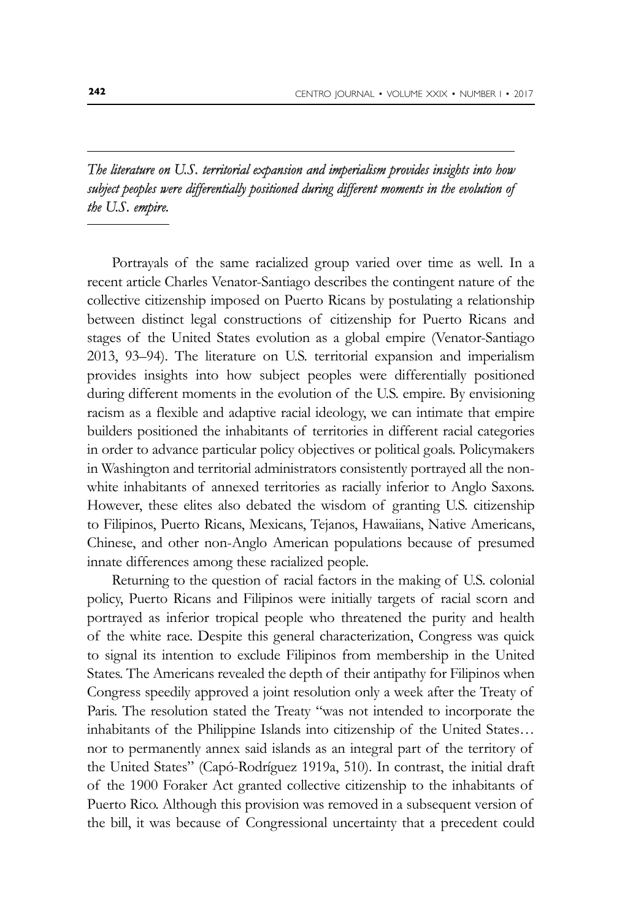*The literature on U.S. territorial expansion and imperialism provides insights into how subject peoples were differentially positioned during different moments in the evolution of the U.S. empire.*

---

Portrayals of the same racialized group varied over time as well. In a recent article Charles Venator-Santiago describes the contingent nature of the collective citizenship imposed on Puerto Ricans by postulating a relationship between distinct legal constructions of citizenship for Puerto Ricans and stages of the United States evolution as a global empire (Venator-Santiago 2013, 93–94). The literature on U.S. territorial expansion and imperialism provides insights into how subject peoples were differentially positioned during different moments in the evolution of the U.S. empire. By envisioning racism as a flexible and adaptive racial ideology, we can intimate that empire builders positioned the inhabitants of territories in different racial categories in order to advance particular policy objectives or political goals. Policymakers in Washington and territorial administrators consistently portrayed all the non-white inhabitants of annexed territories as racially inferior to Anglo Saxons. However, these elites also debated the wisdom of granting U.S. citizenship to Filipinos, Puerto Ricans, Mexicans, Tejanos, Hawaiians, Native Americans, Chinese, and other non-Anglo American populations because of presumed innate differences among these racialized people.

Returning to the question of racial factors in the making of U.S. colonial policy, Puerto Ricans and Filipinos were initially targets of racial scorn and portrayed as inferior tropical people who threatened the purity and health of the white race. Despite this general characterization, Congress was quick to signal its intention to exclude Filipinos from membership in the United States. The Americans revealed the depth of their antipathy for Filipinos when Congress speedily approved a joint resolution only a week after the Treaty of Paris. The resolution stated the Treaty "was not intended to incorporate the inhabitants of the Philippine Islands into citizenship of the United States… nor to permanently annex said islands as an integral part of the territory of the United States" (Capó-Rodríguez 1919a, 510). In contrast, the initial draft of the 1900 Foraker Act granted collective citizenship to the inhabitants of Puerto Rico. Although this provision was removed in a subsequent version of the bill, it was because of Congressional uncertainty that a precedent could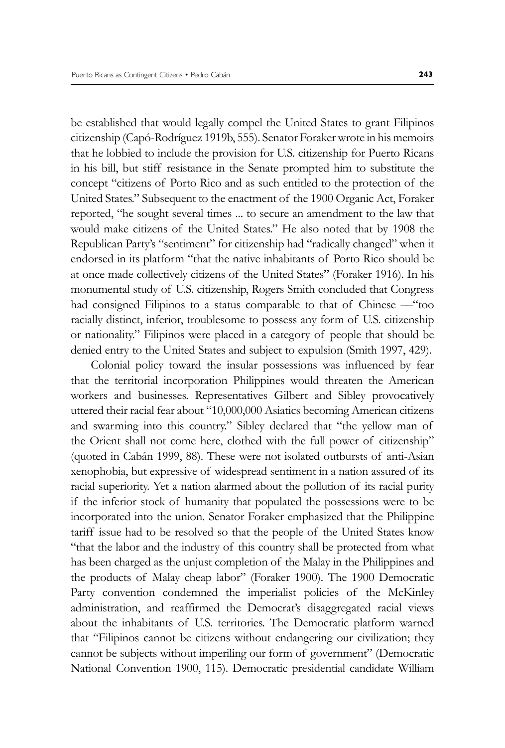be established that would legally compel the United States to grant Filipinos citizenship (Capó-Rodríguez 1919b, 555). Senator Foraker wrote in his memoirs that he lobbied to include the provision for U.S. citizenship for Puerto Ricans in his bill, but stiff resistance in the Senate prompted him to substitute the concept "citizens of Porto Rico and as such entitled to the protection of the United States." Subsequent to the enactment of the 1900 Organic Act, Foraker reported, "he sought several times ... to secure an amendment to the law that would make citizens of the United States." He also noted that by 1908 the Republican Party's "sentiment" for citizenship had "radically changed" when it endorsed in its platform "that the native inhabitants of Porto Rico should be at once made collectively citizens of the United States" (Foraker 1916). In his monumental study of U.S. citizenship, Rogers Smith concluded that Congress had consigned Filipinos to a status comparable to that of Chinese —"too racially distinct, inferior, troublesome to possess any form of U.S. citizenship or nationality." Filipinos were placed in a category of people that should be denied entry to the United States and subject to expulsion (Smith 1997, 429).

Colonial policy toward the insular possessions was influenced by fear that the territorial incorporation Philippines would threaten the American workers and businesses. Representatives Gilbert and Sibley provocatively uttered their racial fear about "10,000,000 Asiatics becoming American citizens and swarming into this country." Sibley declared that "the yellow man of the Orient shall not come here, clothed with the full power of citizenship" (quoted in Cabán 1999, 88). These were not isolated outbursts of anti-Asian xenophobia, but expressive of widespread sentiment in a nation assured of its racial superiority. Yet a nation alarmed about the pollution of its racial purity if the inferior stock of humanity that populated the possessions were to be incorporated into the union. Senator Foraker emphasized that the Philippine tariff issue had to be resolved so that the people of the United States know "that the labor and the industry of this country shall be protected from what has been charged as the unjust completion of the Malay in the Philippines and the products of Malay cheap labor" (Foraker 1900). The 1900 Democratic Party convention condemned the imperialist policies of the McKinley administration, and reaffirmed the Democrat's disaggregated racial views about the inhabitants of U.S. territories. The Democratic platform warned that "Filipinos cannot be citizens without endangering our civilization; they cannot be subjects without imperiling our form of government" (Democratic National Convention 1900, 115). Democratic presidential candidate William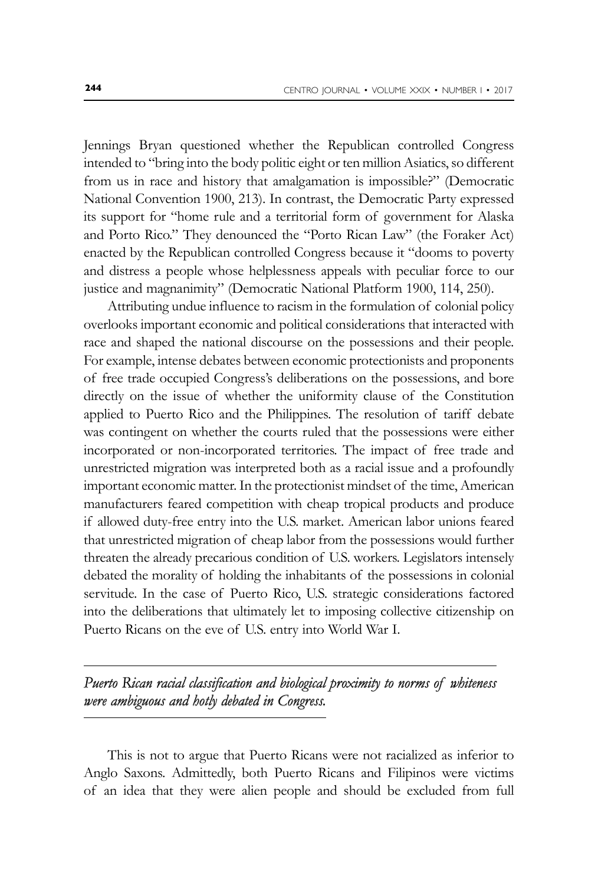Jennings Bryan questioned whether the Republican controlled Congress intended to "bring into the body politic eight or ten million Asiatics, so different from us in race and history that amalgamation is impossible?" (Democratic National Convention 1900, 213). In contrast, the Democratic Party expressed its support for "home rule and a territorial form of government for Alaska and Porto Rico." They denounced the "Porto Rican Law" (the Foraker Act) enacted by the Republican controlled Congress because it "dooms to poverty and distress a people whose helplessness appeals with peculiar force to our justice and magnanimity" (Democratic National Platform 1900, 114, 250).

Attributing undue influence to racism in the formulation of colonial policy overlooks important economic and political considerations that interacted with race and shaped the national discourse on the possessions and their people. For example, intense debates between economic protectionists and proponents of free trade occupied Congress's deliberations on the possessions, and bore directly on the issue of whether the uniformity clause of the Constitution applied to Puerto Rico and the Philippines. The resolution of tariff debate was contingent on whether the courts ruled that the possessions were either incorporated or non-incorporated territories. The impact of free trade and unrestricted migration was interpreted both as a racial issue and a profoundly important economic matter. In the protectionist mindset of the time, American manufacturers feared competition with cheap tropical products and produce if allowed duty-free entry into the U.S. market. American labor unions feared that unrestricted migration of cheap labor from the possessions would further threaten the already precarious condition of U.S. workers. Legislators intensely debated the morality of holding the inhabitants of the possessions in colonial servitude. In the case of Puerto Rico, U.S. strategic considerations factored into the deliberations that ultimately let to imposing collective citizenship on Puerto Ricans on the eve of U.S. entry into World War I.

---

*Puerto Rican racial classification and biological proximity to norms of whiteness were ambiguous and hotly debated in Congress.*

---

This is not to argue that Puerto Ricans were not racialized as inferior to Anglo Saxons. Admittedly, both Puerto Ricans and Filipinos were victims of an idea that they were alien people and should be excluded from full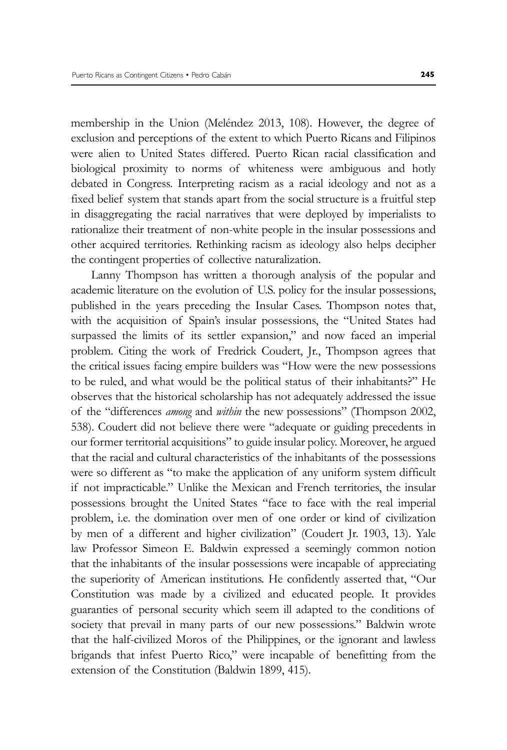membership in the Union (Meléndez 2013, 108). However, the degree of exclusion and perceptions of the extent to which Puerto Ricans and Filipinos were alien to United States differed. Puerto Rican racial classification and biological proximity to norms of whiteness were ambiguous and hotly debated in Congress. Interpreting racism as a racial ideology and not as a fixed belief system that stands apart from the social structure is a fruitful step in disaggregating the racial narratives that were deployed by imperialists to rationalize their treatment of non-white people in the insular possessions and other acquired territories. Rethinking racism as ideology also helps decipher the contingent properties of collective naturalization.

Lanny Thompson has written a thorough analysis of the popular and academic literature on the evolution of U.S. policy for the insular possessions, published in the years preceding the Insular Cases. Thompson notes that, with the acquisition of Spain's insular possessions, the "United States had surpassed the limits of its settler expansion," and now faced an imperial problem. Citing the work of Fredrick Coudert, Jr., Thompson agrees that the critical issues facing empire builders was "How were the new possessions to be ruled, and what would be the political status of their inhabitants?" He observes that the historical scholarship has not adequately addressed the issue of the "differences *among* and *within* the new possessions" (Thompson 2002, 538). Coudert did not believe there were "adequate or guiding precedents in our former territorial acquisitions" to guide insular policy. Moreover, he argued that the racial and cultural characteristics of the inhabitants of the possessions were so different as "to make the application of any uniform system difficult if not impracticable." Unlike the Mexican and French territories, the insular possessions brought the United States "face to face with the real imperial problem, i.e. the domination over men of one order or kind of civilization by men of a different and higher civilization" (Coudert Jr. 1903, 13). Yale law Professor Simeon E. Baldwin expressed a seemingly common notion that the inhabitants of the insular possessions were incapable of appreciating the superiority of American institutions. He confidently asserted that, "Our Constitution was made by a civilized and educated people. It provides guaranties of personal security which seem ill adapted to the conditions of society that prevail in many parts of our new possessions." Baldwin wrote that the half-civilized Moros of the Philippines, or the ignorant and lawless brigands that infest Puerto Rico," were incapable of benefitting from the extension of the Constitution (Baldwin 1899, 415).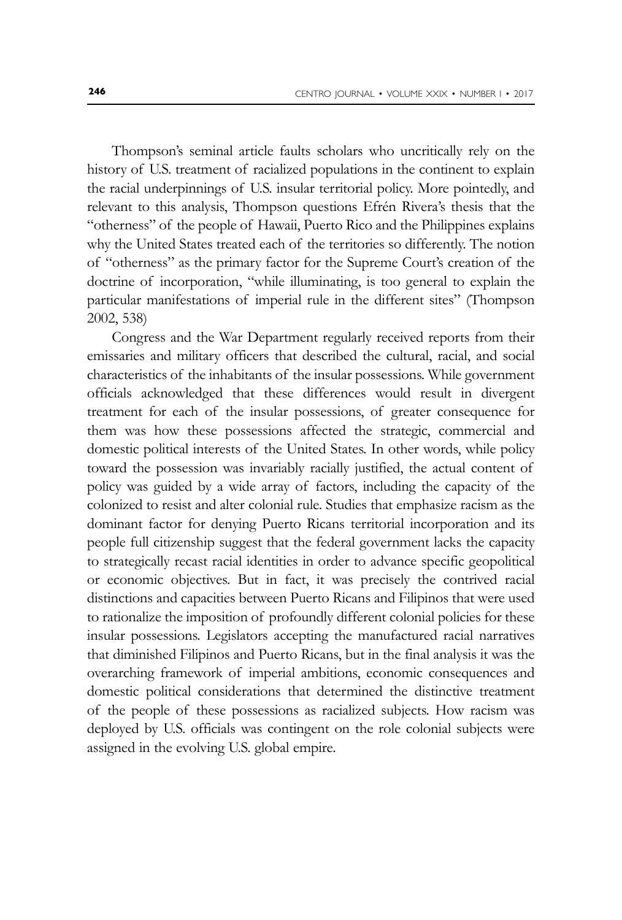Thompson's seminal article faults scholars who uncritically rely on the history of U.S. treatment of racialized populations in the continent to explain the racial underpinnings of U.S. insular territorial policy. More pointedly, and relevant to this analysis, Thompson questions Efrén Rivera's thesis that the "otherness" of the people of Hawaii, Puerto Rico and the Philippines explains why the United States treated each of the territories so differently. The notion of "otherness" as the primary factor for the Supreme Court's creation of the doctrine of incorporation, "while illuminating, is too general to explain the particular manifestations of imperial rule in the different sites" (Thompson 2002, 538)

Congress and the War Department regularly received reports from their emissaries and military officers that described the cultural, racial, and social characteristics of the inhabitants of the insular possessions. While government officials acknowledged that these differences would result in divergent treatment for each of the insular possessions, of greater consequence for them was how these possessions affected the strategic, commercial and domestic political interests of the United States. In other words, while policy toward the possession was invariably racially justified, the actual content of policy was guided by a wide array of factors, including the capacity of the colonized to resist and alter colonial rule. Studies that emphasize racism as the dominant factor for denying Puerto Ricans territorial incorporation and its people full citizenship suggest that the federal government lacks the capacity to strategically recast racial identities in order to advance specific geopolitical or economic objectives. But in fact, it was precisely the contrived racial distinctions and capacities between Puerto Ricans and Filipinos that were used to rationalize the imposition of profoundly different colonial policies for these insular possessions. Legislators accepting the manufactured racial narratives that diminished Filipinos and Puerto Ricans, but in the final analysis it was the overarching framework of imperial ambitions, economic consequences and domestic political considerations that determined the distinctive treatment of the people of these possessions as racialized subjects. How racism was deployed by U.S. officials was contingent on the role colonial subjects were assigned in the evolving U.S. global empire.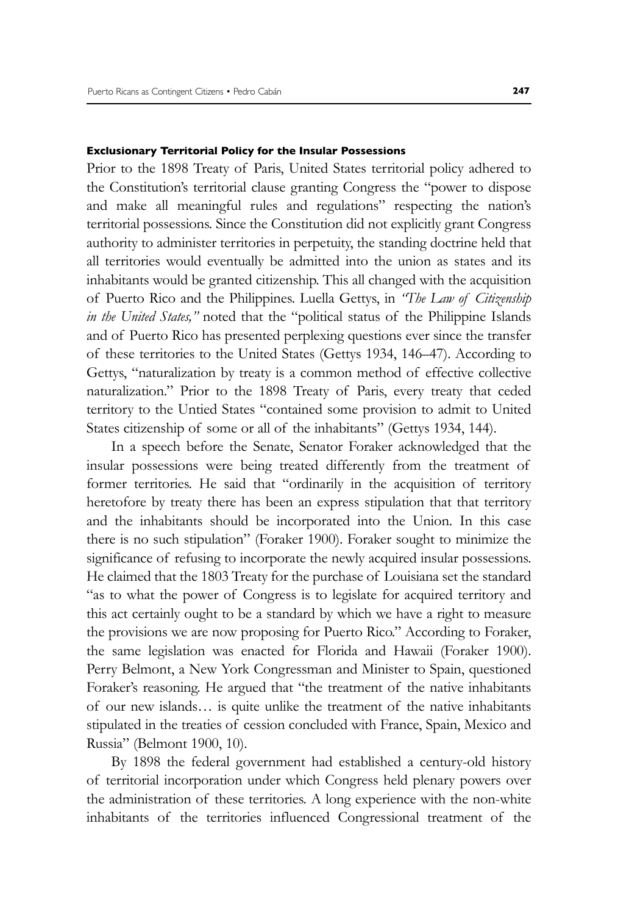#### Exclusionary Territorial Policy for the Insular Possessions

Prior to the 1898 Treaty of Paris, United States territorial policy adhered to the Constitution's territorial clause granting Congress the "power to dispose and make all meaningful rules and regulations" respecting the nation's territorial possessions. Since the Constitution did not explicitly grant Congress authority to administer territories in perpetuity, the standing doctrine held that all territories would eventually be admitted into the union as states and its inhabitants would be granted citizenship. This all changed with the acquisition of Puerto Rico and the Philippines. Luella Gettys, in *"The Law of Citizenship in the United States,"* noted that the "political status of the Philippine Islands and of Puerto Rico has presented perplexing questions ever since the transfer of these territories to the United States (Gettys 1934, 146–47). According to Gettys, "naturalization by treaty is a common method of effective collective naturalization." Prior to the 1898 Treaty of Paris, every treaty that ceded territory to the Untied States "contained some provision to admit to United States citizenship of some or all of the inhabitants" (Gettys 1934, 144).

In a speech before the Senate, Senator Foraker acknowledged that the insular possessions were being treated differently from the treatment of former territories. He said that "ordinarily in the acquisition of territory heretofore by treaty there has been an express stipulation that that territory and the inhabitants should be incorporated into the Union. In this case there is no such stipulation" (Foraker 1900). Foraker sought to minimize the significance of refusing to incorporate the newly acquired insular possessions. He claimed that the 1803 Treaty for the purchase of Louisiana set the standard "as to what the power of Congress is to legislate for acquired territory and this act certainly ought to be a standard by which we have a right to measure the provisions we are now proposing for Puerto Rico." According to Foraker, the same legislation was enacted for Florida and Hawaii (Foraker 1900). Perry Belmont, a New York Congressman and Minister to Spain, questioned Foraker's reasoning. He argued that "the treatment of the native inhabitants of our new islands… is quite unlike the treatment of the native inhabitants stipulated in the treaties of cession concluded with France, Spain, Mexico and Russia" (Belmont 1900, 10).

By 1898 the federal government had established a century-old history of territorial incorporation under which Congress held plenary powers over the administration of these territories. A long experience with the non-white inhabitants of the territories influenced Congressional treatment of the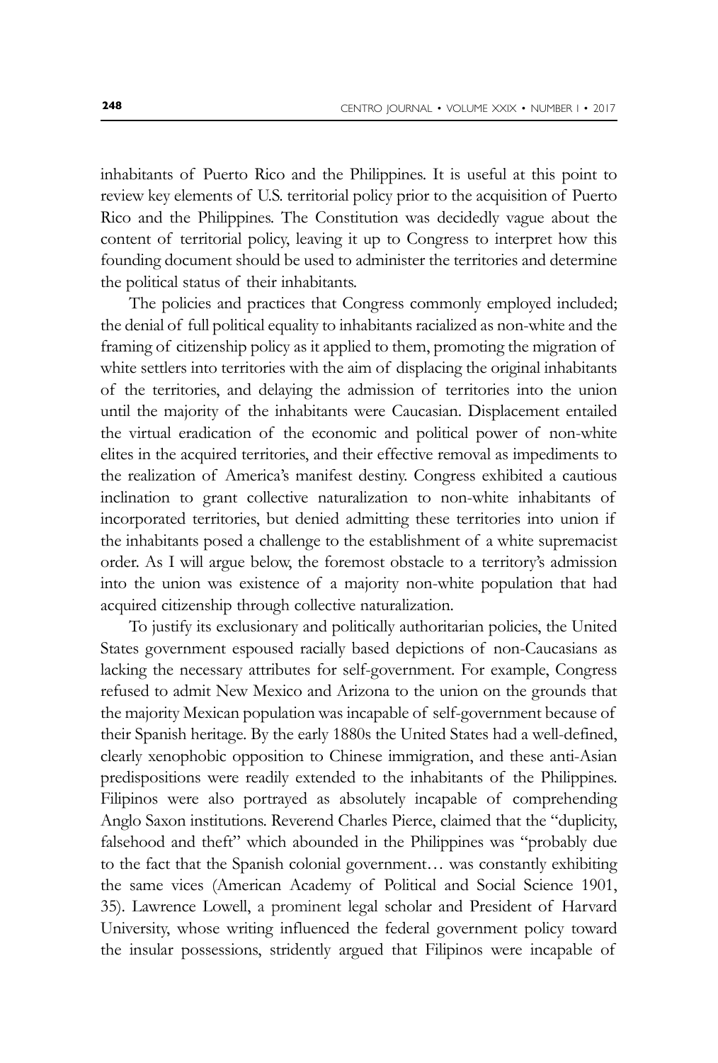inhabitants of Puerto Rico and the Philippines. It is useful at this point to review key elements of U.S. territorial policy prior to the acquisition of Puerto Rico and the Philippines. The Constitution was decidedly vague about the content of territorial policy, leaving it up to Congress to interpret how this founding document should be used to administer the territories and determine the political status of their inhabitants.

The policies and practices that Congress commonly employed included; the denial of full political equality to inhabitants racialized as non-white and the framing of citizenship policy as it applied to them, promoting the migration of white settlers into territories with the aim of displacing the original inhabitants of the territories, and delaying the admission of territories into the union until the majority of the inhabitants were Caucasian. Displacement entailed the virtual eradication of the economic and political power of non-white elites in the acquired territories, and their effective removal as impediments to the realization of America's manifest destiny. Congress exhibited a cautious inclination to grant collective naturalization to non-white inhabitants of incorporated territories, but denied admitting these territories into union if the inhabitants posed a challenge to the establishment of a white supremacist order. As I will argue below, the foremost obstacle to a territory's admission into the union was existence of a majority non-white population that had acquired citizenship through collective naturalization.

To justify its exclusionary and politically authoritarian policies, the United States government espoused racially based depictions of non-Caucasians as lacking the necessary attributes for self-government. For example, Congress refused to admit New Mexico and Arizona to the union on the grounds that the majority Mexican population was incapable of self-government because of their Spanish heritage. By the early 1880s the United States had a well-defined, clearly xenophobic opposition to Chinese immigration, and these anti-Asian predispositions were readily extended to the inhabitants of the Philippines. Filipinos were also portrayed as absolutely incapable of comprehending Anglo Saxon institutions. Reverend Charles Pierce, claimed that the "duplicity, falsehood and theft" which abounded in the Philippines was "probably due to the fact that the Spanish colonial government… was constantly exhibiting the same vices (American Academy of Political and Social Science 1901, 35). Lawrence Lowell, a prominent legal scholar and President of Harvard University, whose writing influenced the federal government policy toward the insular possessions, stridently argued that Filipinos were incapable of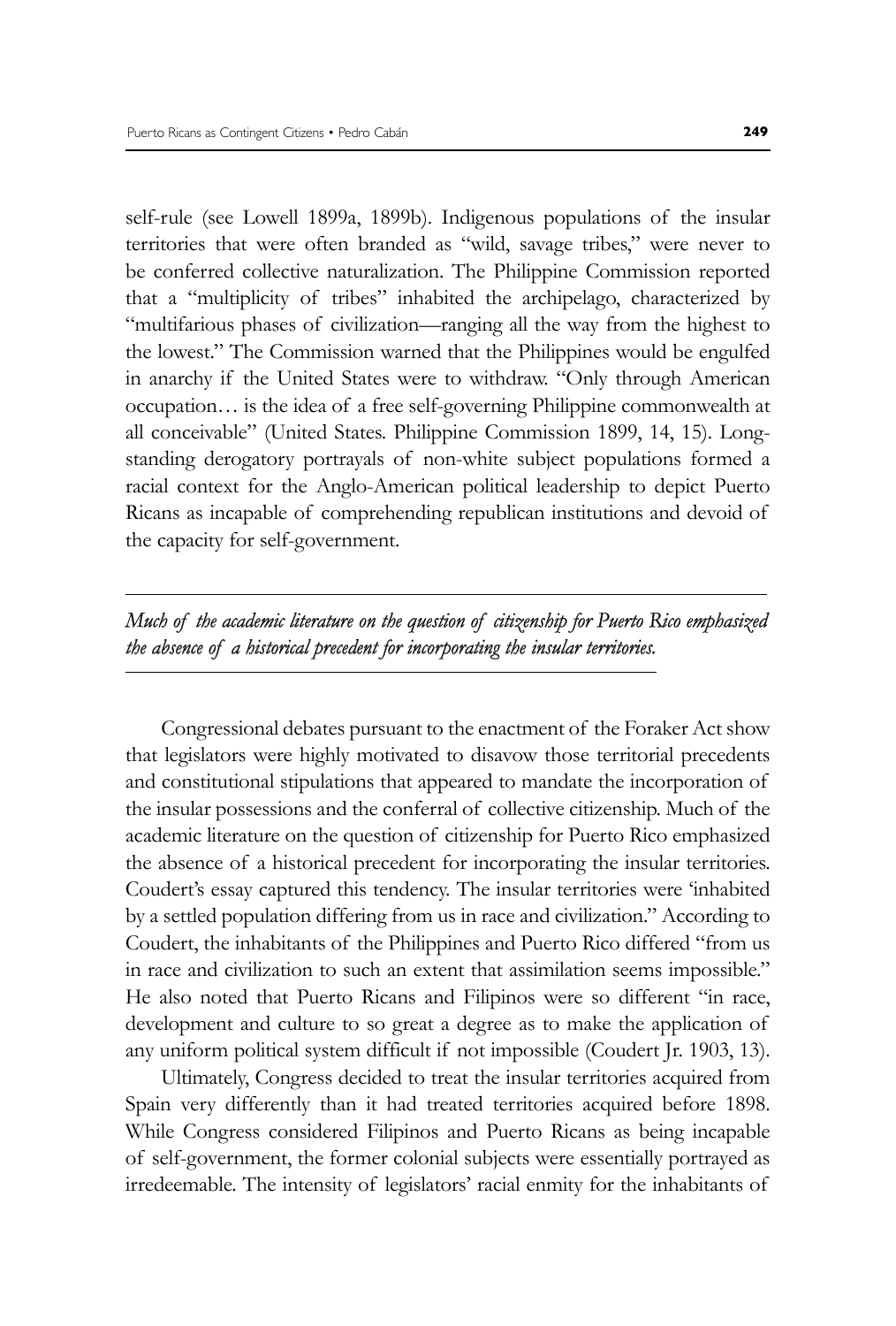self-rule (see Lowell 1899a, 1899b). Indigenous populations of the insular territories that were often branded as "wild, savage tribes," were never to be conferred collective naturalization. The Philippine Commission reported that a "multiplicity of tribes" inhabited the archipelago, characterized by "multifarious phases of civilization—ranging all the way from the highest to the lowest." The Commission warned that the Philippines would be engulfed in anarchy if the United States were to withdraw. "Only through American occupation… is the idea of a free self-governing Philippine commonwealth at all conceivable" (United States. Philippine Commission 1899, 14, 15). Long-standing derogatory portrayals of non-white subject populations formed a racial context for the Anglo-American political leadership to depict Puerto Ricans as incapable of comprehending republican institutions and devoid of the capacity for self-government.

---

*Much of the academic literature on the question of citizenship for Puerto Rico emphasized the absence of a historical precedent for incorporating the insular territories.*

---

Congressional debates pursuant to the enactment of the Foraker Act show that legislators were highly motivated to disavow those territorial precedents and constitutional stipulations that appeared to mandate the incorporation of the insular possessions and the conferral of collective citizenship. Much of the academic literature on the question of citizenship for Puerto Rico emphasized the absence of a historical precedent for incorporating the insular territories. Coudert's essay captured this tendency. The insular territories were 'inhabited by a settled population differing from us in race and civilization." According to Coudert, the inhabitants of the Philippines and Puerto Rico differed "from us in race and civilization to such an extent that assimilation seems impossible." He also noted that Puerto Ricans and Filipinos were so different "in race, development and culture to so great a degree as to make the application of any uniform political system difficult if not impossible (Coudert Jr. 1903, 13).

Ultimately, Congress decided to treat the insular territories acquired from Spain very differently than it had treated territories acquired before 1898. While Congress considered Filipinos and Puerto Ricans as being incapable of self-government, the former colonial subjects were essentially portrayed as irredeemable. The intensity of legislators' racial enmity for the inhabitants of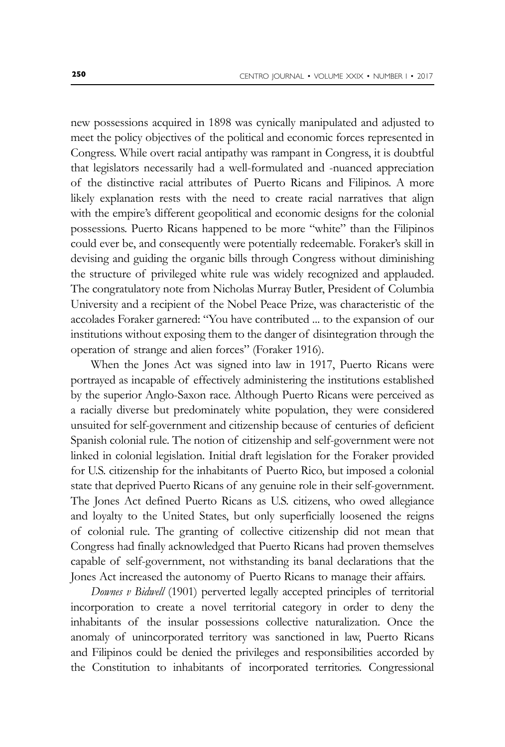new possessions acquired in 1898 was cynically manipulated and adjusted to meet the policy objectives of the political and economic forces represented in Congress. While overt racial antipathy was rampant in Congress, it is doubtful that legislators necessarily had a well-formulated and -nuanced appreciation of the distinctive racial attributes of Puerto Ricans and Filipinos. A more likely explanation rests with the need to create racial narratives that align with the empire's different geopolitical and economic designs for the colonial possessions. Puerto Ricans happened to be more "white" than the Filipinos could ever be, and consequently were potentially redeemable. Foraker's skill in devising and guiding the organic bills through Congress without diminishing the structure of privileged white rule was widely recognized and applauded. The congratulatory note from Nicholas Murray Butler, President of Columbia University and a recipient of the Nobel Peace Prize, was characteristic of the accolades Foraker garnered: "You have contributed ... to the expansion of our institutions without exposing them to the danger of disintegration through the operation of strange and alien forces" (Foraker 1916).

When the Jones Act was signed into law in 1917, Puerto Ricans were portrayed as incapable of effectively administering the institutions established by the superior Anglo-Saxon race. Although Puerto Ricans were perceived as a racially diverse but predominately white population, they were considered unsuited for self-government and citizenship because of centuries of deficient Spanish colonial rule. The notion of citizenship and self-government were not linked in colonial legislation. Initial draft legislation for the Foraker provided for U.S. citizenship for the inhabitants of Puerto Rico, but imposed a colonial state that deprived Puerto Ricans of any genuine role in their self-government. The Jones Act defined Puerto Ricans as U.S. citizens, who owed allegiance and loyalty to the United States, but only superficially loosened the reigns of colonial rule. The granting of collective citizenship did not mean that Congress had finally acknowledged that Puerto Ricans had proven themselves capable of self-government, not withstanding its banal declarations that the Jones Act increased the autonomy of Puerto Ricans to manage their affairs.

*Downes v Bidwell* (1901) perverted legally accepted principles of territorial incorporation to create a novel territorial category in order to deny the inhabitants of the insular possessions collective naturalization. Once the anomaly of unincorporated territory was sanctioned in law, Puerto Ricans and Filipinos could be denied the privileges and responsibilities accorded by the Constitution to inhabitants of incorporated territories. Congressional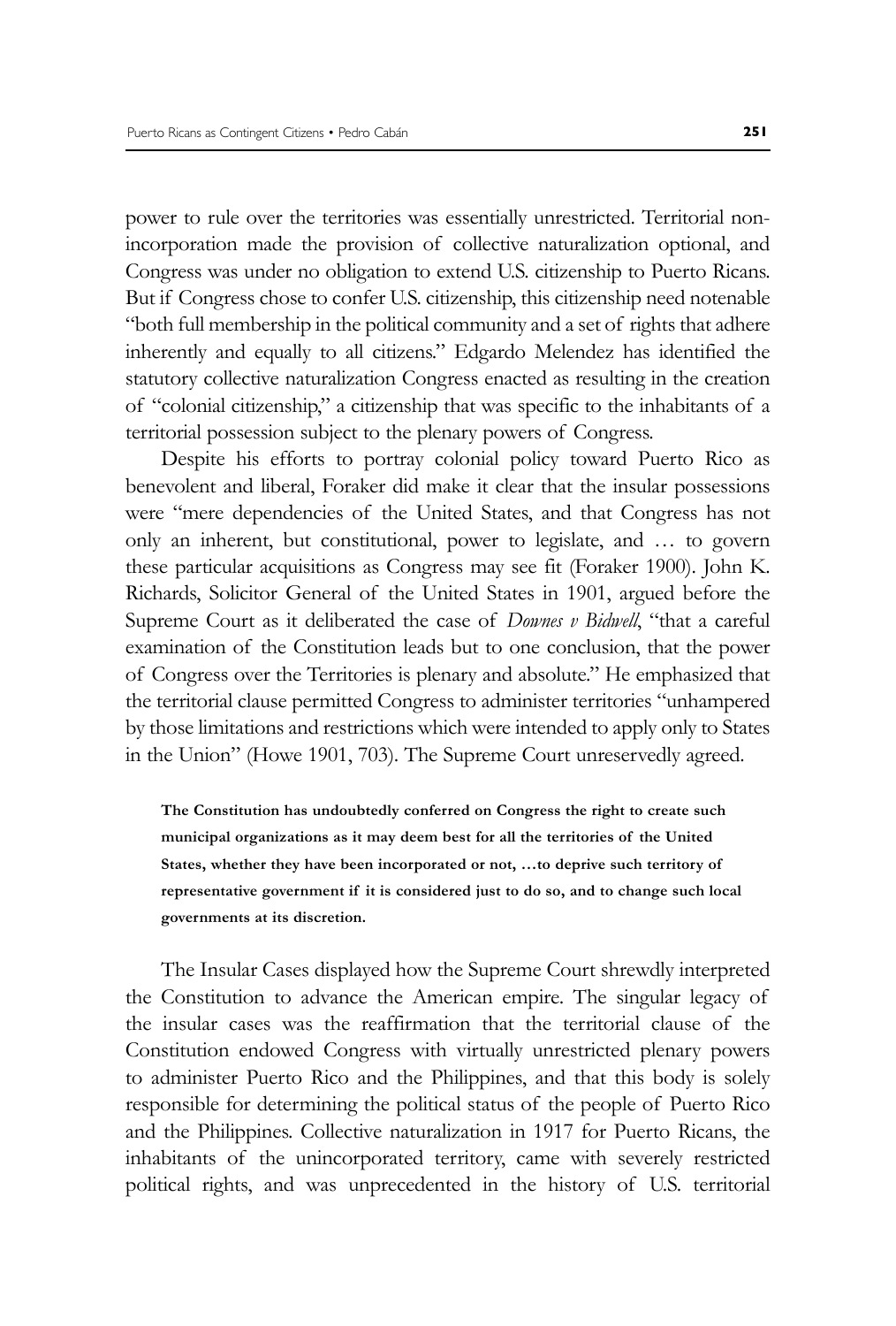power to rule over the territories was essentially unrestricted. Territorial non-incorporation made the provision of collective naturalization optional, and Congress was under no obligation to extend U.S. citizenship to Puerto Ricans. But if Congress chose to confer U.S. citizenship, this citizenship need notenable "both full membership in the political community and a set of rights that adhere inherently and equally to all citizens." Edgardo Melendez has identified the statutory collective naturalization Congress enacted as resulting in the creation of "colonial citizenship," a citizenship that was specific to the inhabitants of a territorial possession subject to the plenary powers of Congress.

Despite his efforts to portray colonial policy toward Puerto Rico as benevolent and liberal, Foraker did make it clear that the insular possessions were "mere dependencies of the United States, and that Congress has not only an inherent, but constitutional, power to legislate, and … to govern these particular acquisitions as Congress may see fit (Foraker 1900). John K. Richards, Solicitor General of the United States in 1901, argued before the Supreme Court as it deliberated the case of *Downes v Bidwell*, "that a careful examination of the Constitution leads but to one conclusion, that the power of Congress over the Territories is plenary and absolute." He emphasized that the territorial clause permitted Congress to administer territories "unhampered by those limitations and restrictions which were intended to apply only to States in the Union" (Howe 1901, 703). The Supreme Court unreservedly agreed.

> **The Constitution has undoubtedly conferred on Congress the right to create such municipal organizations as it may deem best for all the territories of the United States, whether they have been incorporated or not, …to deprive such territory of representative government if it is considered just to do so, and to change such local governments at its discretion.**

The Insular Cases displayed how the Supreme Court shrewdly interpreted the Constitution to advance the American empire. The singular legacy of the insular cases was the reaffirmation that the territorial clause of the Constitution endowed Congress with virtually unrestricted plenary powers to administer Puerto Rico and the Philippines, and that this body is solely responsible for determining the political status of the people of Puerto Rico and the Philippines. Collective naturalization in 1917 for Puerto Ricans, the inhabitants of the unincorporated territory, came with severely restricted political rights, and was unprecedented in the history of U.S. territorial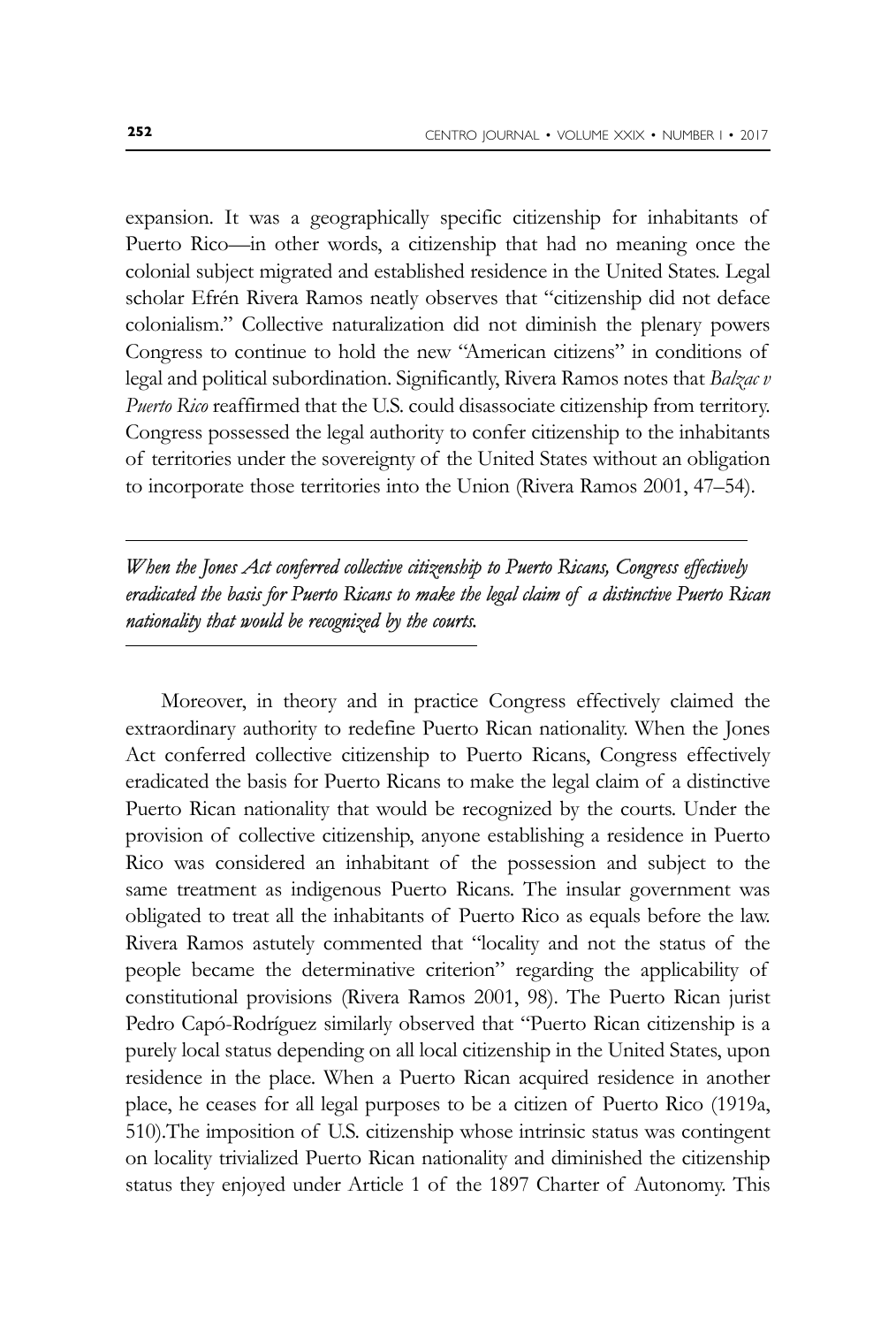expansion. It was a geographically specific citizenship for inhabitants of Puerto Rico—in other words, a citizenship that had no meaning once the colonial subject migrated and established residence in the United States. Legal scholar Efrén Rivera Ramos neatly observes that "citizenship did not deface colonialism." Collective naturalization did not diminish the plenary powers Congress to continue to hold the new "American citizens" in conditions of legal and political subordination. Significantly, Rivera Ramos notes that *Balzac v Puerto Rico* reaffirmed that the U.S. could disassociate citizenship from territory. Congress possessed the legal authority to confer citizenship to the inhabitants of territories under the sovereignty of the United States without an obligation to incorporate those territories into the Union (Rivera Ramos 2001, 47–54).

---

*When the Jones Act conferred collective citizenship to Puerto Ricans, Congress effectively eradicated the basis for Puerto Ricans to make the legal claim of a distinctive Puerto Rican nationality that would be recognized by the courts.*

---

Moreover, in theory and in practice Congress effectively claimed the extraordinary authority to redefine Puerto Rican nationality. When the Jones Act conferred collective citizenship to Puerto Ricans, Congress effectively eradicated the basis for Puerto Ricans to make the legal claim of a distinctive Puerto Rican nationality that would be recognized by the courts. Under the provision of collective citizenship, anyone establishing a residence in Puerto Rico was considered an inhabitant of the possession and subject to the same treatment as indigenous Puerto Ricans. The insular government was obligated to treat all the inhabitants of Puerto Rico as equals before the law. Rivera Ramos astutely commented that "locality and not the status of the people became the determinative criterion" regarding the applicability of constitutional provisions (Rivera Ramos 2001, 98). The Puerto Rican jurist Pedro Capó-Rodríguez similarly observed that "Puerto Rican citizenship is a purely local status depending on all local citizenship in the United States, upon residence in the place. When a Puerto Rican acquired residence in another place, he ceases for all legal purposes to be a citizen of Puerto Rico (1919a, 510).The imposition of U.S. citizenship whose intrinsic status was contingent on locality trivialized Puerto Rican nationality and diminished the citizenship status they enjoyed under Article 1 of the 1897 Charter of Autonomy. This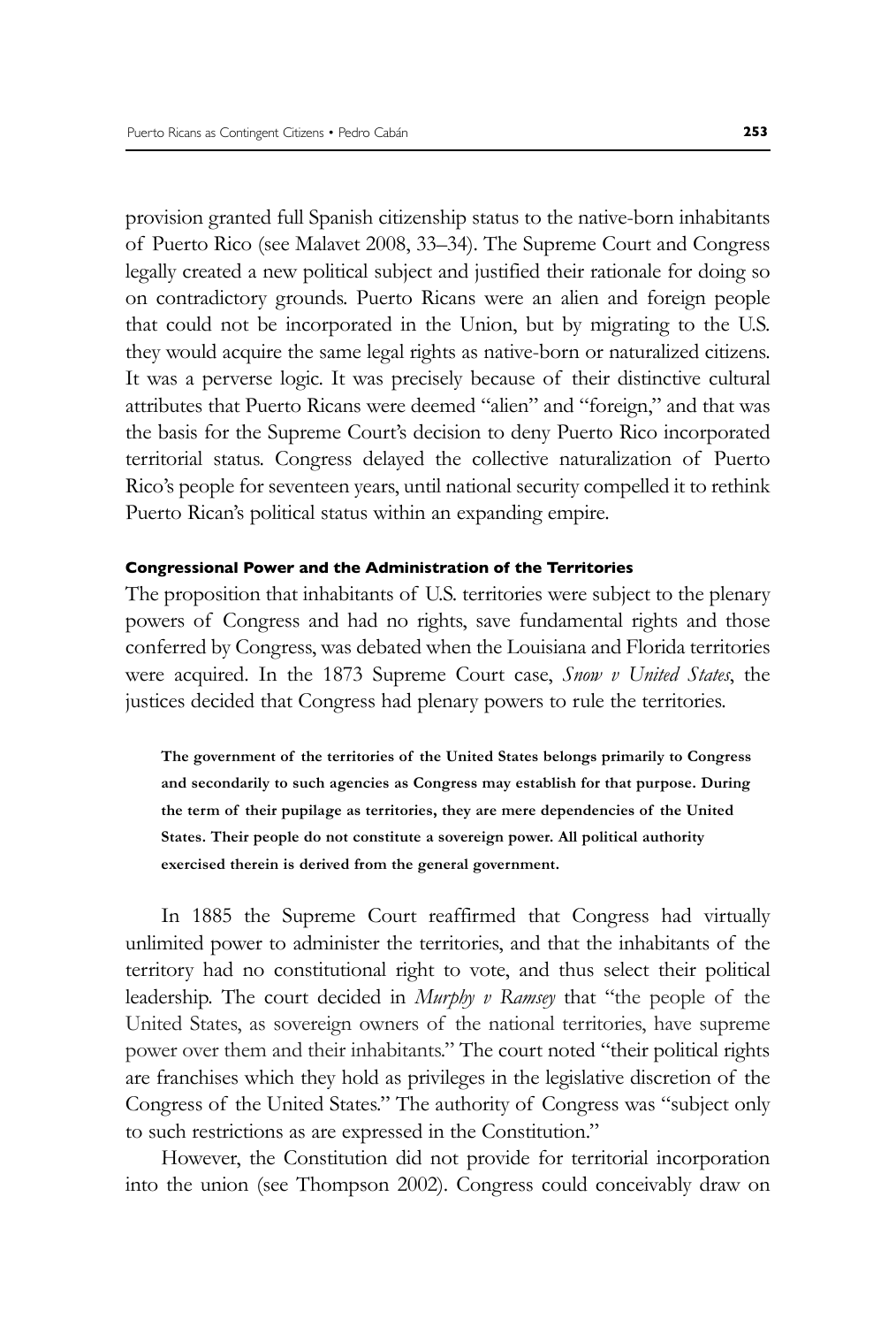provision granted full Spanish citizenship status to the native-born inhabitants of Puerto Rico (see Malavet 2008, 33–34). The Supreme Court and Congress legally created a new political subject and justified their rationale for doing so on contradictory grounds. Puerto Ricans were an alien and foreign people that could not be incorporated in the Union, but by migrating to the U.S. they would acquire the same legal rights as native-born or naturalized citizens. It was a perverse logic. It was precisely because of their distinctive cultural attributes that Puerto Ricans were deemed "alien" and "foreign," and that was the basis for the Supreme Court's decision to deny Puerto Rico incorporated territorial status. Congress delayed the collective naturalization of Puerto Rico's people for seventeen years, until national security compelled it to rethink Puerto Rican's political status within an expanding empire.

### Congressional Power and the Administration of the Territories

The proposition that inhabitants of U.S. territories were subject to the plenary powers of Congress and had no rights, save fundamental rights and those conferred by Congress, was debated when the Louisiana and Florida territories were acquired. In the 1873 Supreme Court case, *Snow v United States*, the justices decided that Congress had plenary powers to rule the territories.

> **The government of the territories of the United States belongs primarily to Congress and secondarily to such agencies as Congress may establish for that purpose. During the term of their pupilage as territories, they are mere dependencies of the United States. Their people do not constitute a sovereign power. All political authority exercised therein is derived from the general government.**

In 1885 the Supreme Court reaffirmed that Congress had virtually unlimited power to administer the territories, and that the inhabitants of the territory had no constitutional right to vote, and thus select their political leadership. The court decided in *Murphy v Ramsey* that "the people of the United States, as sovereign owners of the national territories, have supreme power over them and their inhabitants." The court noted "their political rights are franchises which they hold as privileges in the legislative discretion of the Congress of the United States." The authority of Congress was "subject only to such restrictions as are expressed in the Constitution."

However, the Constitution did not provide for territorial incorporation into the union (see Thompson 2002). Congress could conceivably draw on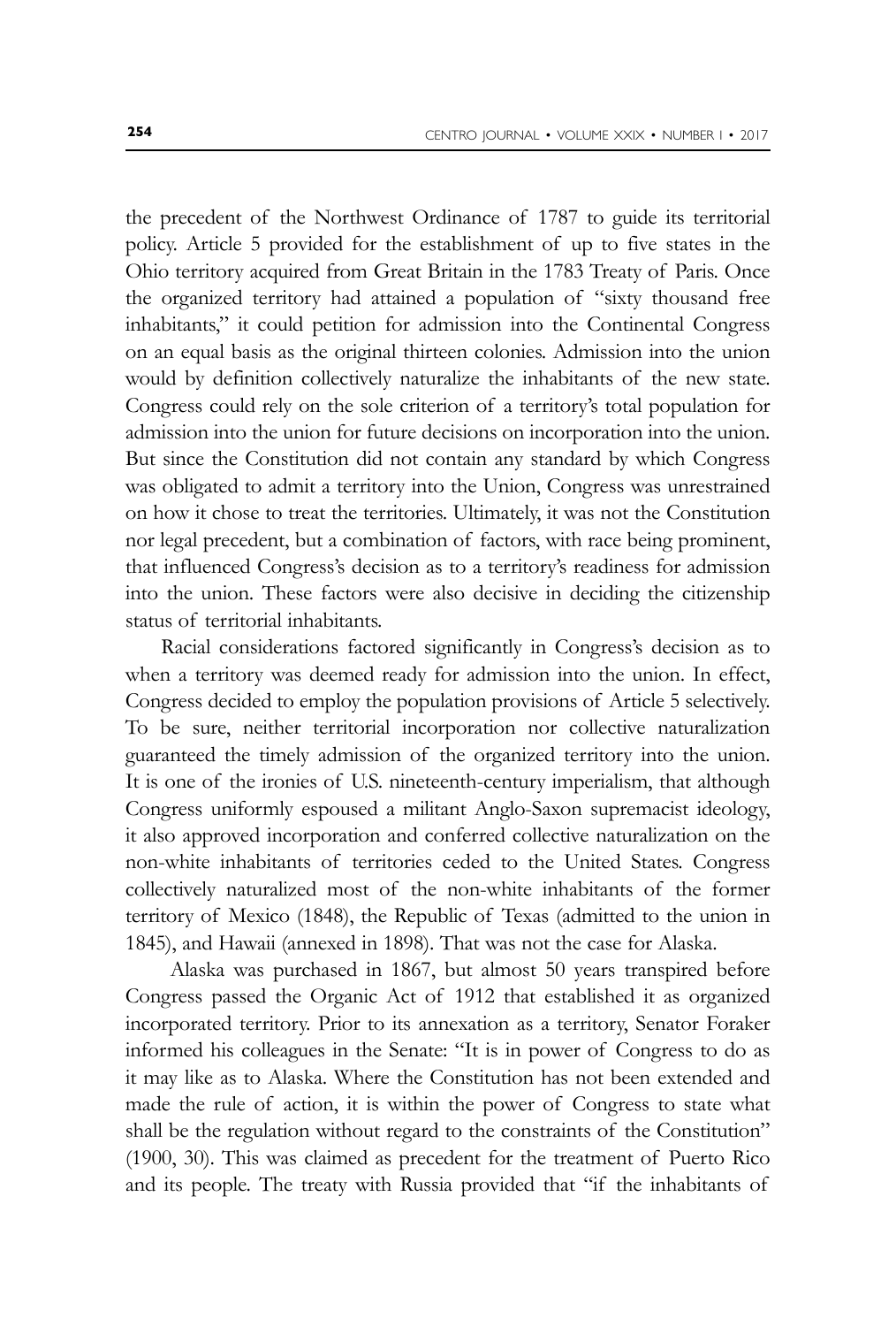the precedent of the Northwest Ordinance of 1787 to guide its territorial policy. Article 5 provided for the establishment of up to five states in the Ohio territory acquired from Great Britain in the 1783 Treaty of Paris. Once the organized territory had attained a population of "sixty thousand free inhabitants," it could petition for admission into the Continental Congress on an equal basis as the original thirteen colonies. Admission into the union would by definition collectively naturalize the inhabitants of the new state. Congress could rely on the sole criterion of a territory's total population for admission into the union for future decisions on incorporation into the union. But since the Constitution did not contain any standard by which Congress was obligated to admit a territory into the Union, Congress was unrestrained on how it chose to treat the territories. Ultimately, it was not the Constitution nor legal precedent, but a combination of factors, with race being prominent, that influenced Congress's decision as to a territory's readiness for admission into the union. These factors were also decisive in deciding the citizenship status of territorial inhabitants.

Racial considerations factored significantly in Congress's decision as to when a territory was deemed ready for admission into the union. In effect, Congress decided to employ the population provisions of Article 5 selectively. To be sure, neither territorial incorporation nor collective naturalization guaranteed the timely admission of the organized territory into the union. It is one of the ironies of U.S. nineteenth-century imperialism, that although Congress uniformly espoused a militant Anglo-Saxon supremacist ideology, it also approved incorporation and conferred collective naturalization on the non-white inhabitants of territories ceded to the United States. Congress collectively naturalized most of the non-white inhabitants of the former territory of Mexico (1848), the Republic of Texas (admitted to the union in 1845), and Hawaii (annexed in 1898). That was not the case for Alaska.

Alaska was purchased in 1867, but almost 50 years transpired before Congress passed the Organic Act of 1912 that established it as organized incorporated territory. Prior to its annexation as a territory, Senator Foraker informed his colleagues in the Senate: "It is in power of Congress to do as it may like as to Alaska. Where the Constitution has not been extended and made the rule of action, it is within the power of Congress to state what shall be the regulation without regard to the constraints of the Constitution" (1900, 30). This was claimed as precedent for the treatment of Puerto Rico and its people. The treaty with Russia provided that "if the inhabitants of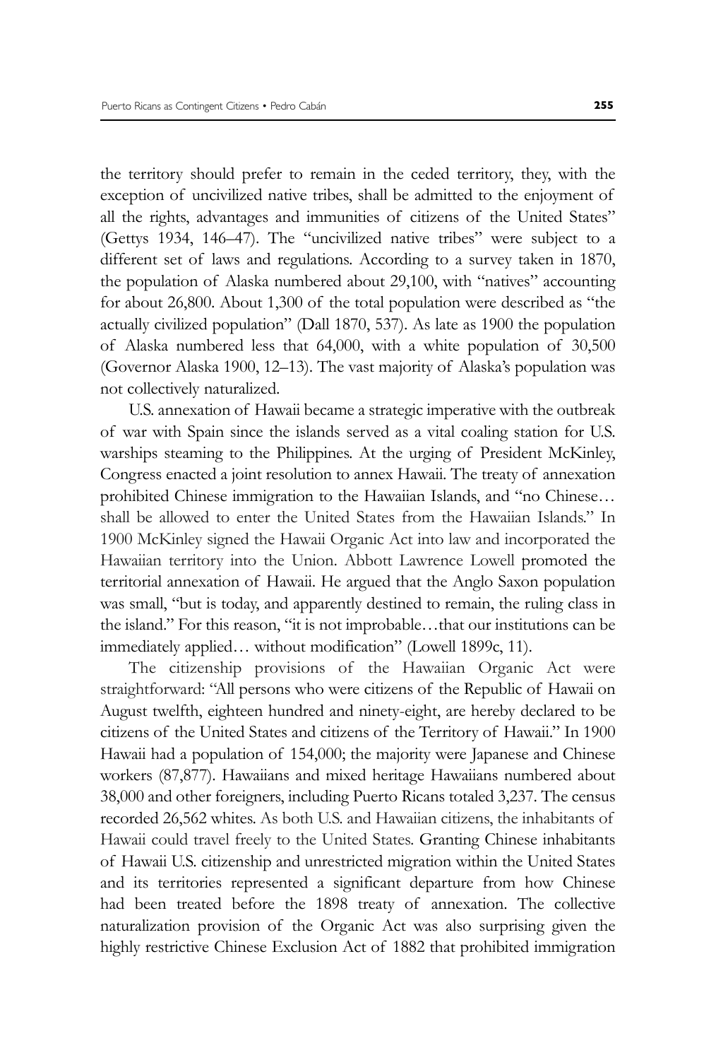the territory should prefer to remain in the ceded territory, they, with the exception of uncivilized native tribes, shall be admitted to the enjoyment of all the rights, advantages and immunities of citizens of the United States" (Gettys 1934, 146–47). The "uncivilized native tribes" were subject to a different set of laws and regulations. According to a survey taken in 1870, the population of Alaska numbered about 29,100, with "natives" accounting for about 26,800. About 1,300 of the total population were described as "the actually civilized population" (Dall 1870, 537). As late as 1900 the population of Alaska numbered less that 64,000, with a white population of 30,500 (Governor Alaska 1900, 12–13). The vast majority of Alaska's population was not collectively naturalized.

U.S. annexation of Hawaii became a strategic imperative with the outbreak of war with Spain since the islands served as a vital coaling station for U.S. warships steaming to the Philippines. At the urging of President McKinley, Congress enacted a joint resolution to annex Hawaii. The treaty of annexation prohibited Chinese immigration to the Hawaiian Islands, and "no Chinese… shall be allowed to enter the United States from the Hawaiian Islands." In 1900 McKinley signed the Hawaii Organic Act into law and incorporated the Hawaiian territory into the Union. Abbott Lawrence Lowell promoted the territorial annexation of Hawaii. He argued that the Anglo Saxon population was small, "but is today, and apparently destined to remain, the ruling class in the island." For this reason, "it is not improbable…that our institutions can be immediately applied… without modification" (Lowell 1899c, 11).

The citizenship provisions of the Hawaiian Organic Act were straightforward: "All persons who were citizens of the Republic of Hawaii on August twelfth, eighteen hundred and ninety-eight, are hereby declared to be citizens of the United States and citizens of the Territory of Hawaii." In 1900 Hawaii had a population of 154,000; the majority were Japanese and Chinese workers (87,877). Hawaiians and mixed heritage Hawaiians numbered about 38,000 and other foreigners, including Puerto Ricans totaled 3,237. The census recorded 26,562 whites. As both U.S. and Hawaiian citizens, the inhabitants of Hawaii could travel freely to the United States. Granting Chinese inhabitants of Hawaii U.S. citizenship and unrestricted migration within the United States and its territories represented a significant departure from how Chinese had been treated before the 1898 treaty of annexation. The collective naturalization provision of the Organic Act was also surprising given the highly restrictive Chinese Exclusion Act of 1882 that prohibited immigration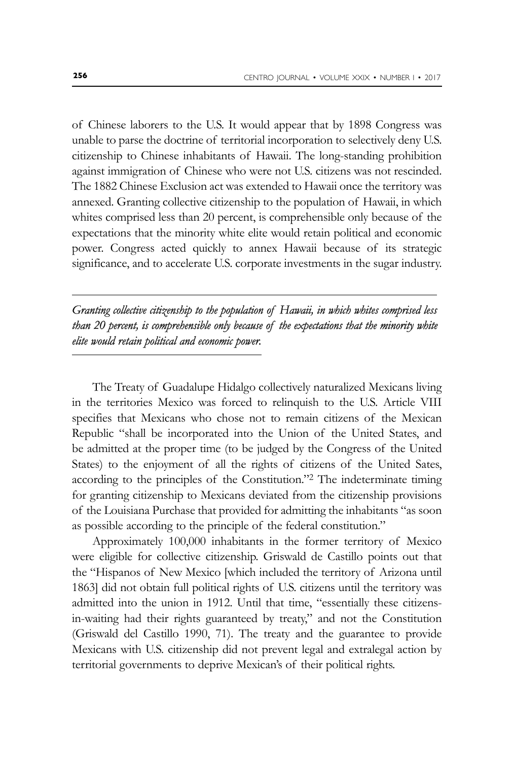of Chinese laborers to the U.S. It would appear that by 1898 Congress was unable to parse the doctrine of territorial incorporation to selectively deny U.S. citizenship to Chinese inhabitants of Hawaii. The long-standing prohibition against immigration of Chinese who were not U.S. citizens was not rescinded. The 1882 Chinese Exclusion act was extended to Hawaii once the territory was annexed. Granting collective citizenship to the population of Hawaii, in which whites comprised less than 20 percent, is comprehensible only because of the expectations that the minority white elite would retain political and economic power. Congress acted quickly to annex Hawaii because of its strategic significance, and to accelerate U.S. corporate investments in the sugar industry.

---

*Granting collective citizenship to the population of Hawaii, in which whites comprised less than 20 percent, is comprehensible only because of the expectations that the minority white elite would retain political and economic power.*

---

The Treaty of Guadalupe Hidalgo collectively naturalized Mexicans living in the territories Mexico was forced to relinquish to the U.S. Article VIII specifies that Mexicans who chose not to remain citizens of the Mexican Republic "shall be incorporated into the Union of the United States, and be admitted at the proper time (to be judged by the Congress of the United States) to the enjoyment of all the rights of citizens of the United Sates, according to the principles of the Constitution."[2] The indeterminate timing for granting citizenship to Mexicans deviated from the citizenship provisions of the Louisiana Purchase that provided for admitting the inhabitants "as soon as possible according to the principle of the federal constitution."

Approximately 100,000 inhabitants in the former territory of Mexico were eligible for collective citizenship. Griswald de Castillo points out that the "Hispanos of New Mexico [which included the territory of Arizona until 1863] did not obtain full political rights of U.S. citizens until the territory was admitted into the union in 1912. Until that time, "essentially these citizens-in-waiting had their rights guaranteed by treaty," and not the Constitution (Griswald del Castillo 1990, 71). The treaty and the guarantee to provide Mexicans with U.S. citizenship did not prevent legal and extralegal action by territorial governments to deprive Mexican's of their political rights.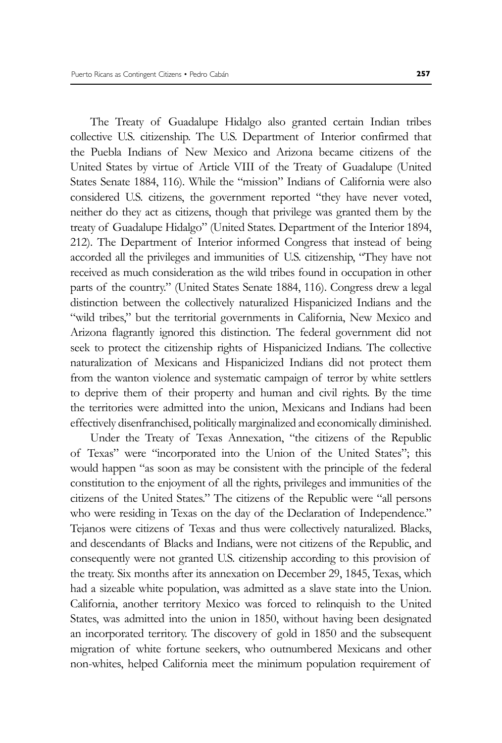The Treaty of Guadalupe Hidalgo also granted certain Indian tribes collective U.S. citizenship. The U.S. Department of Interior confirmed that the Puebla Indians of New Mexico and Arizona became citizens of the United States by virtue of Article VIII of the Treaty of Guadalupe (United States Senate 1884, 116). While the "mission" Indians of California were also considered U.S. citizens, the government reported "they have never voted, neither do they act as citizens, though that privilege was granted them by the treaty of Guadalupe Hidalgo" (United States. Department of the Interior 1894, 212). The Department of Interior informed Congress that instead of being accorded all the privileges and immunities of U.S. citizenship, "They have not received as much consideration as the wild tribes found in occupation in other parts of the country." (United States Senate 1884, 116). Congress drew a legal distinction between the collectively naturalized Hispanicized Indians and the "wild tribes," but the territorial governments in California, New Mexico and Arizona flagrantly ignored this distinction. The federal government did not seek to protect the citizenship rights of Hispanicized Indians. The collective naturalization of Mexicans and Hispanicized Indians did not protect them from the wanton violence and systematic campaign of terror by white settlers to deprive them of their property and human and civil rights. By the time the territories were admitted into the union, Mexicans and Indians had been effectively disenfranchised, politically marginalized and economically diminished.

Under the Treaty of Texas Annexation, "the citizens of the Republic of Texas" were "incorporated into the Union of the United States"; this would happen "as soon as may be consistent with the principle of the federal constitution to the enjoyment of all the rights, privileges and immunities of the citizens of the United States." The citizens of the Republic were "all persons who were residing in Texas on the day of the Declaration of Independence." Tejanos were citizens of Texas and thus were collectively naturalized. Blacks, and descendants of Blacks and Indians, were not citizens of the Republic, and consequently were not granted U.S. citizenship according to this provision of the treaty. Six months after its annexation on December 29, 1845, Texas, which had a sizeable white population, was admitted as a slave state into the Union. California, another territory Mexico was forced to relinquish to the United States, was admitted into the union in 1850, without having been designated an incorporated territory. The discovery of gold in 1850 and the subsequent migration of white fortune seekers, who outnumbered Mexicans and other non-whites, helped California meet the minimum population requirement of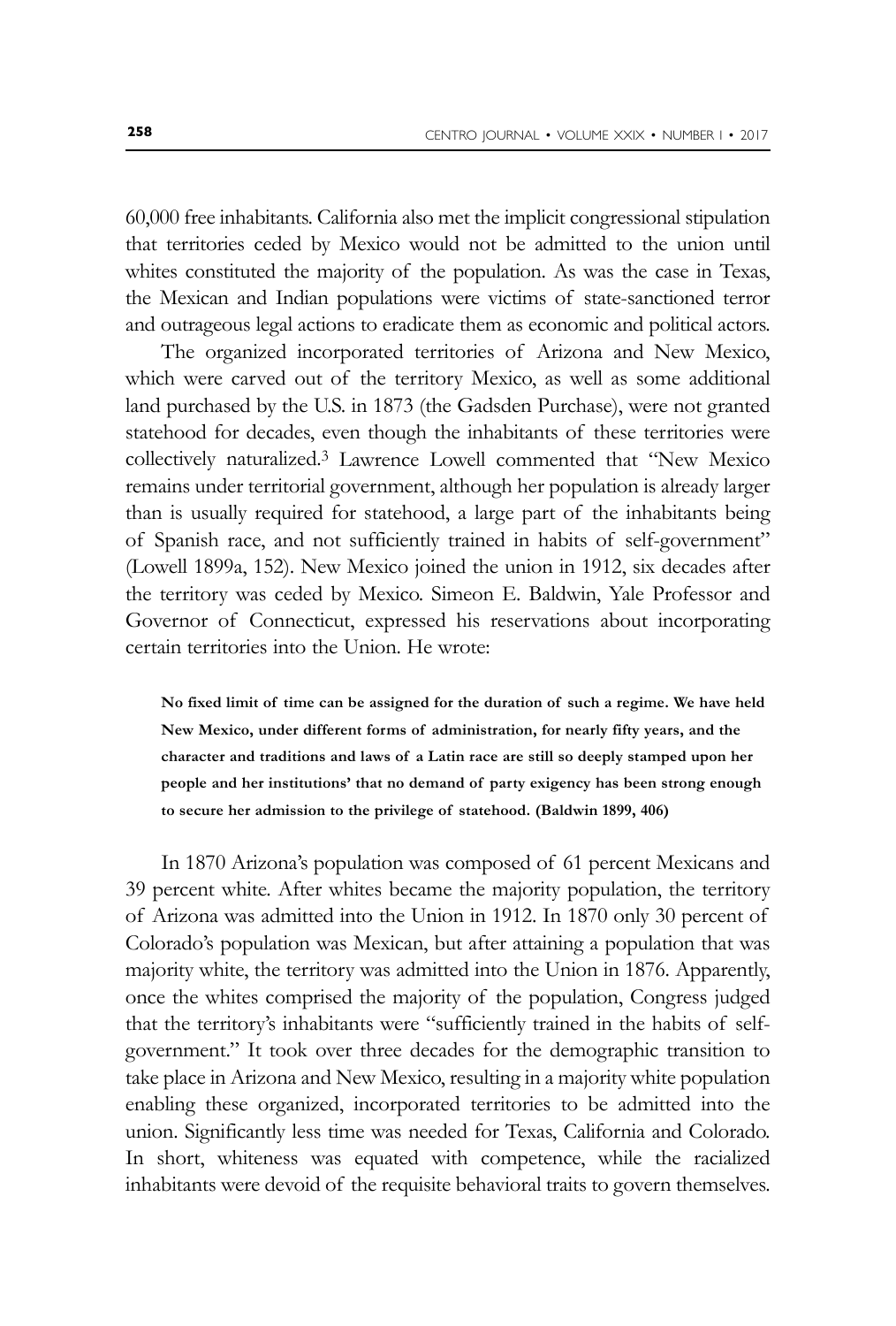60,000 free inhabitants. California also met the implicit congressional stipulation that territories ceded by Mexico would not be admitted to the union until whites constituted the majority of the population. As was the case in Texas, the Mexican and Indian populations were victims of state-sanctioned terror and outrageous legal actions to eradicate them as economic and political actors.

The organized incorporated territories of Arizona and New Mexico, which were carved out of the territory Mexico, as well as some additional land purchased by the U.S. in 1873 (the Gadsden Purchase), were not granted statehood for decades, even though the inhabitants of these territories were collectively naturalized.[3] Lawrence Lowell commented that "New Mexico remains under territorial government, although her population is already larger than is usually required for statehood, a large part of the inhabitants being of Spanish race, and not sufficiently trained in habits of self-government" (Lowell 1899a, 152). New Mexico joined the union in 1912, six decades after the territory was ceded by Mexico. Simeon E. Baldwin, Yale Professor and Governor of Connecticut, expressed his reservations about incorporating certain territories into the Union. He wrote:

> **No fixed limit of time can be assigned for the duration of such a regime. We have held New Mexico, under different forms of administration, for nearly fifty years, and the character and traditions and laws of a Latin race are still so deeply stamped upon her people and her institutions' that no demand of party exigency has been strong enough to secure her admission to the privilege of statehood. (Baldwin 1899, 406)**

In 1870 Arizona's population was composed of 61 percent Mexicans and 39 percent white. After whites became the majority population, the territory of Arizona was admitted into the Union in 1912. In 1870 only 30 percent of Colorado's population was Mexican, but after attaining a population that was majority white, the territory was admitted into the Union in 1876. Apparently, once the whites comprised the majority of the population, Congress judged that the territory's inhabitants were "sufficiently trained in the habits of self-government." It took over three decades for the demographic transition to take place in Arizona and New Mexico, resulting in a majority white population enabling these organized, incorporated territories to be admitted into the union. Significantly less time was needed for Texas, California and Colorado. In short, whiteness was equated with competence, while the racialized inhabitants were devoid of the requisite behavioral traits to govern themselves.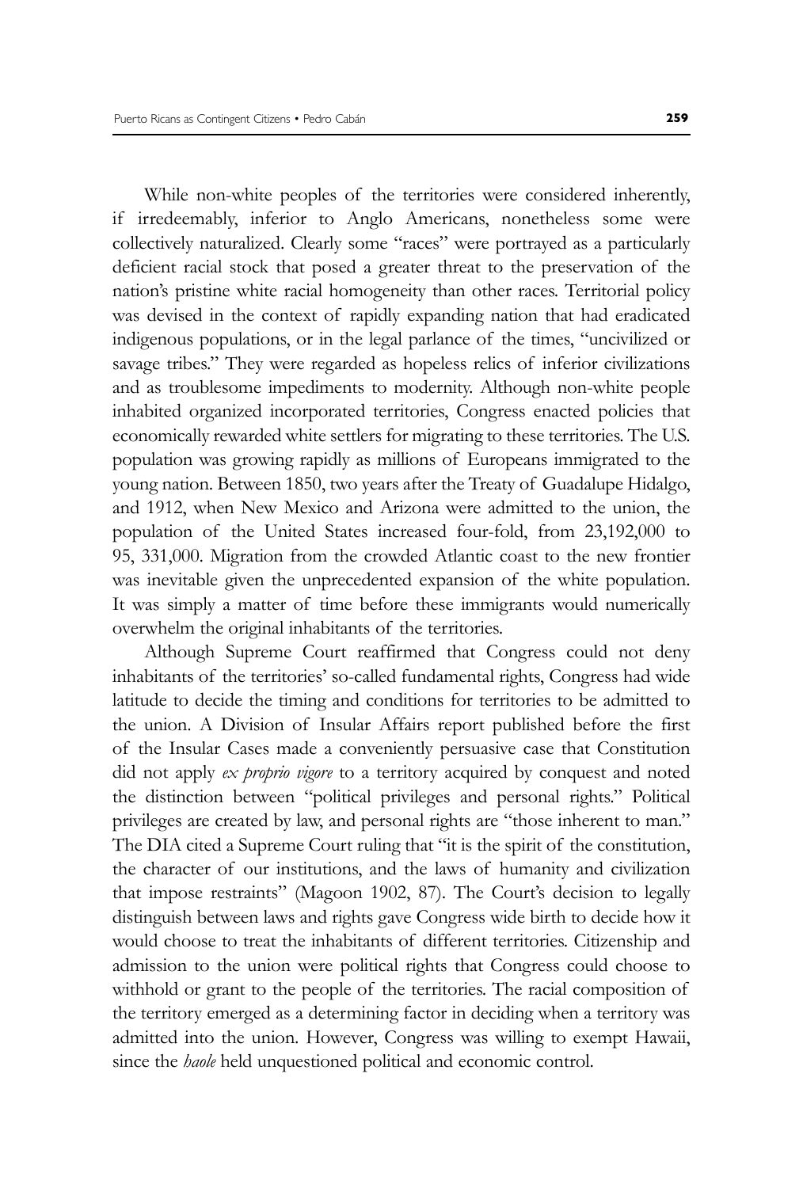While non-white peoples of the territories were considered inherently, if irredeemably, inferior to Anglo Americans, nonetheless some were collectively naturalized. Clearly some "races" were portrayed as a particularly deficient racial stock that posed a greater threat to the preservation of the nation's pristine white racial homogeneity than other races. Territorial policy was devised in the context of rapidly expanding nation that had eradicated indigenous populations, or in the legal parlance of the times, "uncivilized or savage tribes." They were regarded as hopeless relics of inferior civilizations and as troublesome impediments to modernity. Although non-white people inhabited organized incorporated territories, Congress enacted policies that economically rewarded white settlers for migrating to these territories. The U.S. population was growing rapidly as millions of Europeans immigrated to the young nation. Between 1850, two years after the Treaty of Guadalupe Hidalgo, and 1912, when New Mexico and Arizona were admitted to the union, the population of the United States increased four-fold, from 23,192,000 to 95, 331,000. Migration from the crowded Atlantic coast to the new frontier was inevitable given the unprecedented expansion of the white population. It was simply a matter of time before these immigrants would numerically overwhelm the original inhabitants of the territories.

Although Supreme Court reaffirmed that Congress could not deny inhabitants of the territories' so-called fundamental rights, Congress had wide latitude to decide the timing and conditions for territories to be admitted to the union. A Division of Insular Affairs report published before the first of the Insular Cases made a conveniently persuasive case that Constitution did not apply *ex proprio vigore* to a territory acquired by conquest and noted the distinction between "political privileges and personal rights." Political privileges are created by law, and personal rights are "those inherent to man." The DIA cited a Supreme Court ruling that "it is the spirit of the constitution, the character of our institutions, and the laws of humanity and civilization that impose restraints" (Magoon 1902, 87). The Court's decision to legally distinguish between laws and rights gave Congress wide birth to decide how it would choose to treat the inhabitants of different territories. Citizenship and admission to the union were political rights that Congress could choose to withhold or grant to the people of the territories. The racial composition of the territory emerged as a determining factor in deciding when a territory was admitted into the union. However, Congress was willing to exempt Hawaii, since the *haole* held unquestioned political and economic control.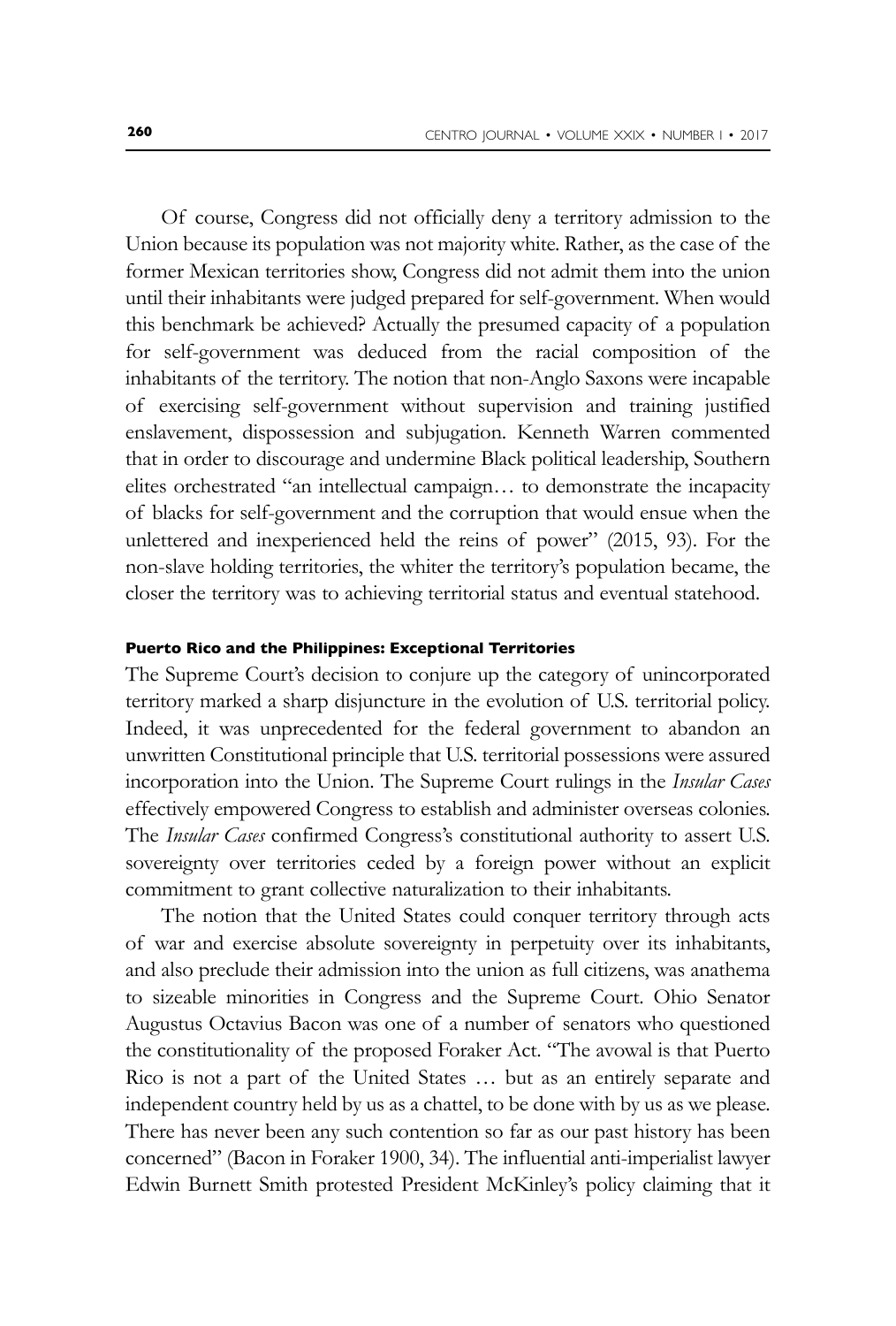Of course, Congress did not officially deny a territory admission to the Union because its population was not majority white. Rather, as the case of the former Mexican territories show, Congress did not admit them into the union until their inhabitants were judged prepared for self-government. When would this benchmark be achieved? Actually the presumed capacity of a population for self-government was deduced from the racial composition of the inhabitants of the territory. The notion that non-Anglo Saxons were incapable of exercising self-government without supervision and training justified enslavement, dispossession and subjugation. Kenneth Warren commented that in order to discourage and undermine Black political leadership, Southern elites orchestrated "an intellectual campaign… to demonstrate the incapacity of blacks for self-government and the corruption that would ensue when the unlettered and inexperienced held the reins of power" (2015, 93). For the non-slave holding territories, the whiter the territory's population became, the closer the territory was to achieving territorial status and eventual statehood.

### Puerto Rico and the Philippines: Exceptional Territories

The Supreme Court's decision to conjure up the category of unincorporated territory marked a sharp disjuncture in the evolution of U.S. territorial policy. Indeed, it was unprecedented for the federal government to abandon an unwritten Constitutional principle that U.S. territorial possessions were assured incorporation into the Union. The Supreme Court rulings in the *Insular Cases* effectively empowered Congress to establish and administer overseas colonies. The *Insular Cases* confirmed Congress's constitutional authority to assert U.S. sovereignty over territories ceded by a foreign power without an explicit commitment to grant collective naturalization to their inhabitants.

The notion that the United States could conquer territory through acts of war and exercise absolute sovereignty in perpetuity over its inhabitants, and also preclude their admission into the union as full citizens, was anathema to sizeable minorities in Congress and the Supreme Court. Ohio Senator Augustus Octavius Bacon was one of a number of senators who questioned the constitutionality of the proposed Foraker Act. "The avowal is that Puerto Rico is not a part of the United States … but as an entirely separate and independent country held by us as a chattel, to be done with by us as we please. There has never been any such contention so far as our past history has been concerned" (Bacon in Foraker 1900, 34). The influential anti-imperialist lawyer Edwin Burnett Smith protested President McKinley's policy claiming that it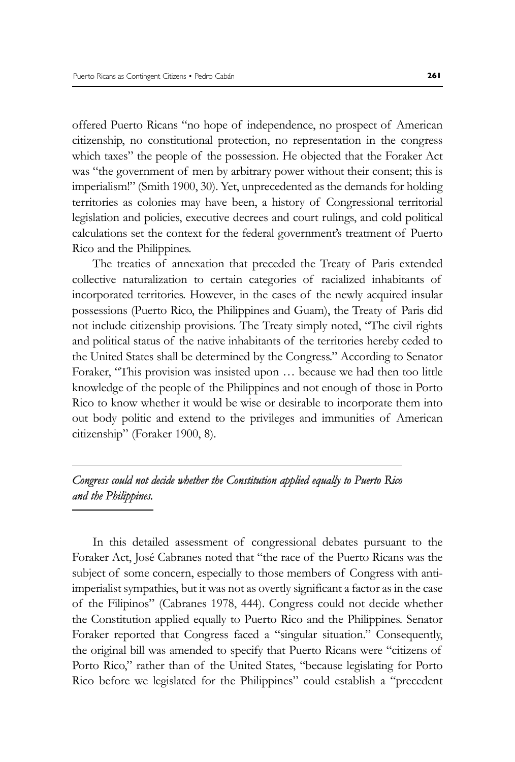offered Puerto Ricans "no hope of independence, no prospect of American citizenship, no constitutional protection, no representation in the congress which taxes" the people of the possession. He objected that the Foraker Act was "the government of men by arbitrary power without their consent; this is imperialism!" (Smith 1900, 30). Yet, unprecedented as the demands for holding territories as colonies may have been, a history of Congressional territorial legislation and policies, executive decrees and court rulings, and cold political calculations set the context for the federal government's treatment of Puerto Rico and the Philippines.

The treaties of annexation that preceded the Treaty of Paris extended collective naturalization to certain categories of racialized inhabitants of incorporated territories. However, in the cases of the newly acquired insular possessions (Puerto Rico, the Philippines and Guam), the Treaty of Paris did not include citizenship provisions. The Treaty simply noted, "The civil rights and political status of the native inhabitants of the territories hereby ceded to the United States shall be determined by the Congress." According to Senator Foraker, "This provision was insisted upon … because we had then too little knowledge of the people of the Philippines and not enough of those in Porto Rico to know whether it would be wise or desirable to incorporate them into out body politic and extend to the privileges and immunities of American citizenship" (Foraker 1900, 8).

*Congress could not decide whether the Constitution applied equally to Puerto Rico and the Philippines.*

In this detailed assessment of congressional debates pursuant to the Foraker Act, José Cabranes noted that "the race of the Puerto Ricans was the subject of some concern, especially to those members of Congress with anti-imperialist sympathies, but it was not as overtly significant a factor as in the case of the Filipinos" (Cabranes 1978, 444). Congress could not decide whether the Constitution applied equally to Puerto Rico and the Philippines. Senator Foraker reported that Congress faced a "singular situation." Consequently, the original bill was amended to specify that Puerto Ricans were "citizens of Porto Rico," rather than of the United States, "because legislating for Porto Rico before we legislated for the Philippines" could establish a "precedent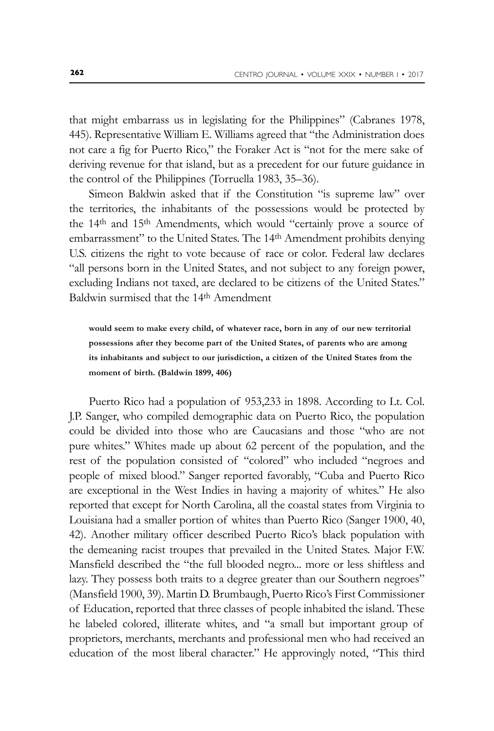that might embarrass us in legislating for the Philippines" (Cabranes 1978, 445). Representative William E. Williams agreed that "the Administration does not care a fig for Puerto Rico," the Foraker Act is "not for the mere sake of deriving revenue for that island, but as a precedent for our future guidance in the control of the Philippines (Torruella 1983, 35–36).

Simeon Baldwin asked that if the Constitution "is supreme law" over the territories, the inhabitants of the possessions would be protected by the 14th and 15th Amendments, which would "certainly prove a source of embarrassment" to the United States. The 14th Amendment prohibits denying U.S. citizens the right to vote because of race or color. Federal law declares "all persons born in the United States, and not subject to any foreign power, excluding Indians not taxed, are declared to be citizens of the United States." Baldwin surmised that the 14th Amendment

> **would seem to make every child, of whatever race, born in any of our new territorial possessions after they become part of the United States, of parents who are among its inhabitants and subject to our jurisdiction, a citizen of the United States from the moment of birth. (Baldwin 1899, 406)**

Puerto Rico had a population of 953,233 in 1898. According to Lt. Col. J.P. Sanger, who compiled demographic data on Puerto Rico, the population could be divided into those who are Caucasians and those "who are not pure whites." Whites made up about 62 percent of the population, and the rest of the population consisted of "colored" who included "negroes and people of mixed blood." Sanger reported favorably, "Cuba and Puerto Rico are exceptional in the West Indies in having a majority of whites." He also reported that except for North Carolina, all the coastal states from Virginia to Louisiana had a smaller portion of whites than Puerto Rico (Sanger 1900, 40, 42). Another military officer described Puerto Rico's black population with the demeaning racist troupes that prevailed in the United States. Major F.W. Mansfield described the "the full blooded negro... more or less shiftless and lazy. They possess both traits to a degree greater than our Southern negroes" (Mansfield 1900, 39). Martin D. Brumbaugh, Puerto Rico's First Commissioner of Education, reported that three classes of people inhabited the island. These he labeled colored, illiterate whites, and "a small but important group of proprietors, merchants, merchants and professional men who had received an education of the most liberal character." He approvingly noted, "This third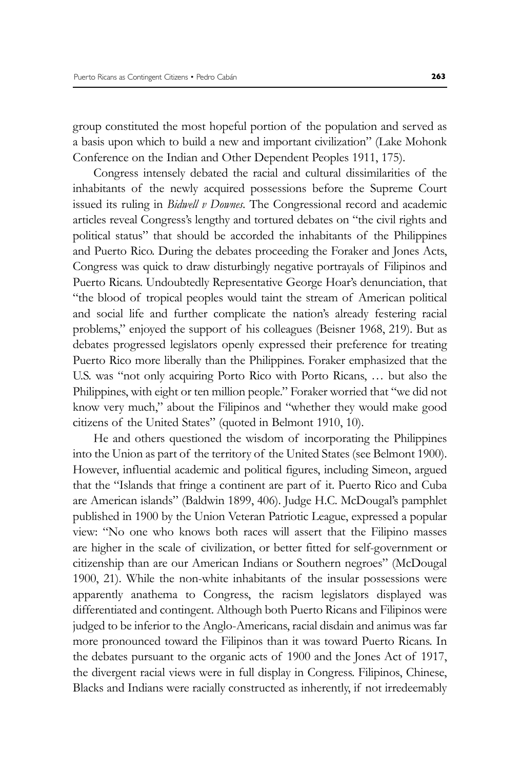group constituted the most hopeful portion of the population and served as a basis upon which to build a new and important civilization" (Lake Mohonk Conference on the Indian and Other Dependent Peoples 1911, 175).

Congress intensely debated the racial and cultural dissimilarities of the inhabitants of the newly acquired possessions before the Supreme Court issued its ruling in *Bidwell v Downes*. The Congressional record and academic articles reveal Congress's lengthy and tortured debates on "the civil rights and political status" that should be accorded the inhabitants of the Philippines and Puerto Rico. During the debates proceeding the Foraker and Jones Acts, Congress was quick to draw disturbingly negative portrayals of Filipinos and Puerto Ricans. Undoubtedly Representative George Hoar's denunciation, that "the blood of tropical peoples would taint the stream of American political and social life and further complicate the nation's already festering racial problems," enjoyed the support of his colleagues (Beisner 1968, 219). But as debates progressed legislators openly expressed their preference for treating Puerto Rico more liberally than the Philippines. Foraker emphasized that the U.S. was "not only acquiring Porto Rico with Porto Ricans, … but also the Philippines, with eight or ten million people." Foraker worried that "we did not know very much," about the Filipinos and "whether they would make good citizens of the United States" (quoted in Belmont 1910, 10).

He and others questioned the wisdom of incorporating the Philippines into the Union as part of the territory of the United States (see Belmont 1900). However, influential academic and political figures, including Simeon, argued that the "Islands that fringe a continent are part of it. Puerto Rico and Cuba are American islands" (Baldwin 1899, 406). Judge H.C. McDougal's pamphlet published in 1900 by the Union Veteran Patriotic League, expressed a popular view: "No one who knows both races will assert that the Filipino masses are higher in the scale of civilization, or better fitted for self-government or citizenship than are our American Indians or Southern negroes" (McDougal 1900, 21). While the non-white inhabitants of the insular possessions were apparently anathema to Congress, the racism legislators displayed was differentiated and contingent. Although both Puerto Ricans and Filipinos were judged to be inferior to the Anglo-Americans, racial disdain and animus was far more pronounced toward the Filipinos than it was toward Puerto Ricans. In the debates pursuant to the organic acts of 1900 and the Jones Act of 1917, the divergent racial views were in full display in Congress. Filipinos, Chinese, Blacks and Indians were racially constructed as inherently, if not irredeemably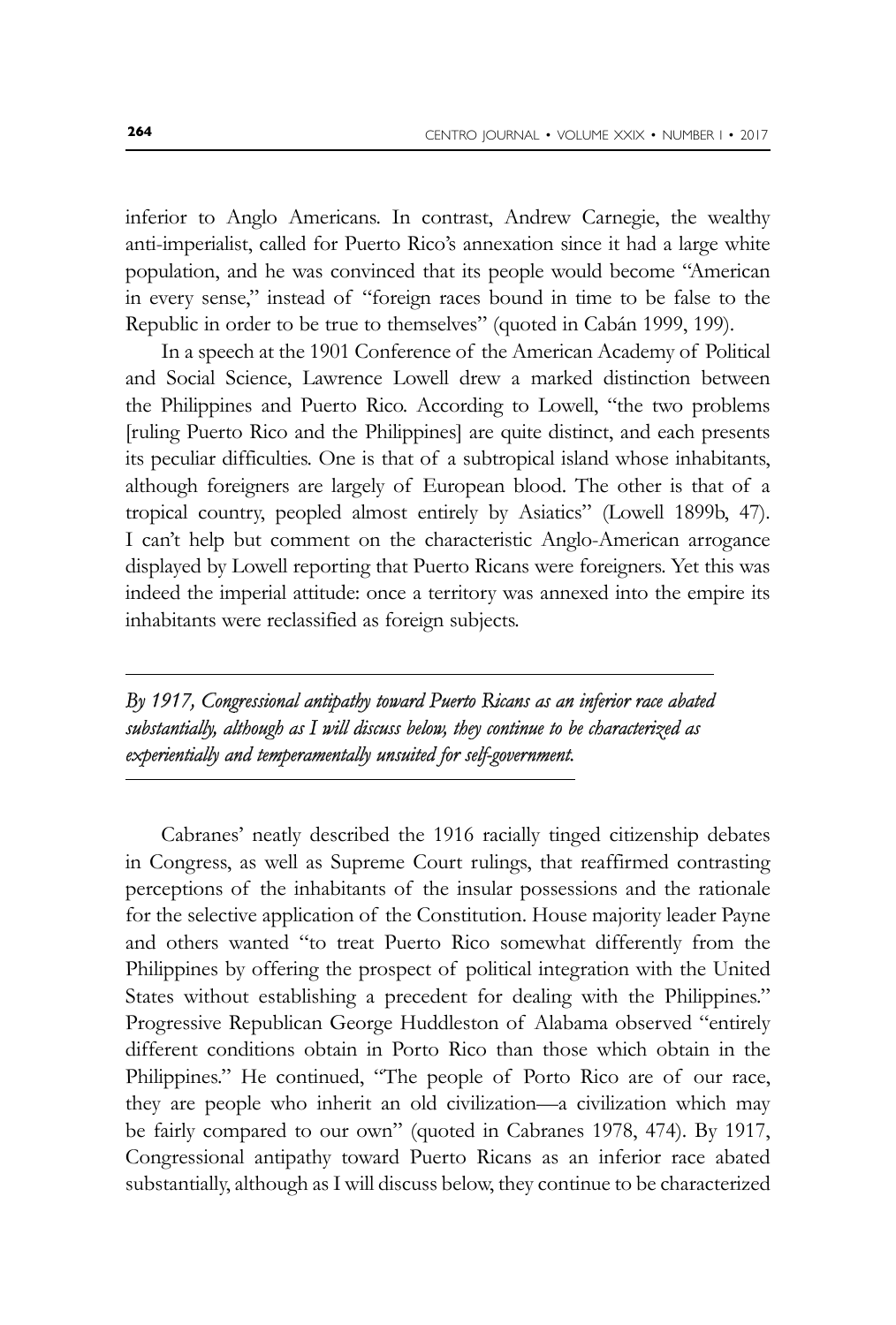inferior to Anglo Americans. In contrast, Andrew Carnegie, the wealthy anti-imperialist, called for Puerto Rico's annexation since it had a large white population, and he was convinced that its people would become "American in every sense," instead of "foreign races bound in time to be false to the Republic in order to be true to themselves" (quoted in Cabán 1999, 199).

In a speech at the 1901 Conference of the American Academy of Political and Social Science, Lawrence Lowell drew a marked distinction between the Philippines and Puerto Rico. According to Lowell, "the two problems [ruling Puerto Rico and the Philippines] are quite distinct, and each presents its peculiar difficulties. One is that of a subtropical island whose inhabitants, although foreigners are largely of European blood. The other is that of a tropical country, peopled almost entirely by Asiatics" (Lowell 1899b, 47). I can't help but comment on the characteristic Anglo-American arrogance displayed by Lowell reporting that Puerto Ricans were foreigners. Yet this was indeed the imperial attitude: once a territory was annexed into the empire its inhabitants were reclassified as foreign subjects.

*By 1917, Congressional antipathy toward Puerto Ricans as an inferior race abated substantially, although as I will discuss below, they continue to be characterized as experientially and temperamentally unsuited for self-government.*

Cabranes' neatly described the 1916 racially tinged citizenship debates in Congress, as well as Supreme Court rulings, that reaffirmed contrasting perceptions of the inhabitants of the insular possessions and the rationale for the selective application of the Constitution. House majority leader Payne and others wanted "to treat Puerto Rico somewhat differently from the Philippines by offering the prospect of political integration with the United States without establishing a precedent for dealing with the Philippines." Progressive Republican George Huddleston of Alabama observed "entirely different conditions obtain in Porto Rico than those which obtain in the Philippines." He continued, "The people of Porto Rico are of our race, they are people who inherit an old civilization—a civilization which may be fairly compared to our own" (quoted in Cabranes 1978, 474). By 1917, Congressional antipathy toward Puerto Ricans as an inferior race abated substantially, although as I will discuss below, they continue to be characterized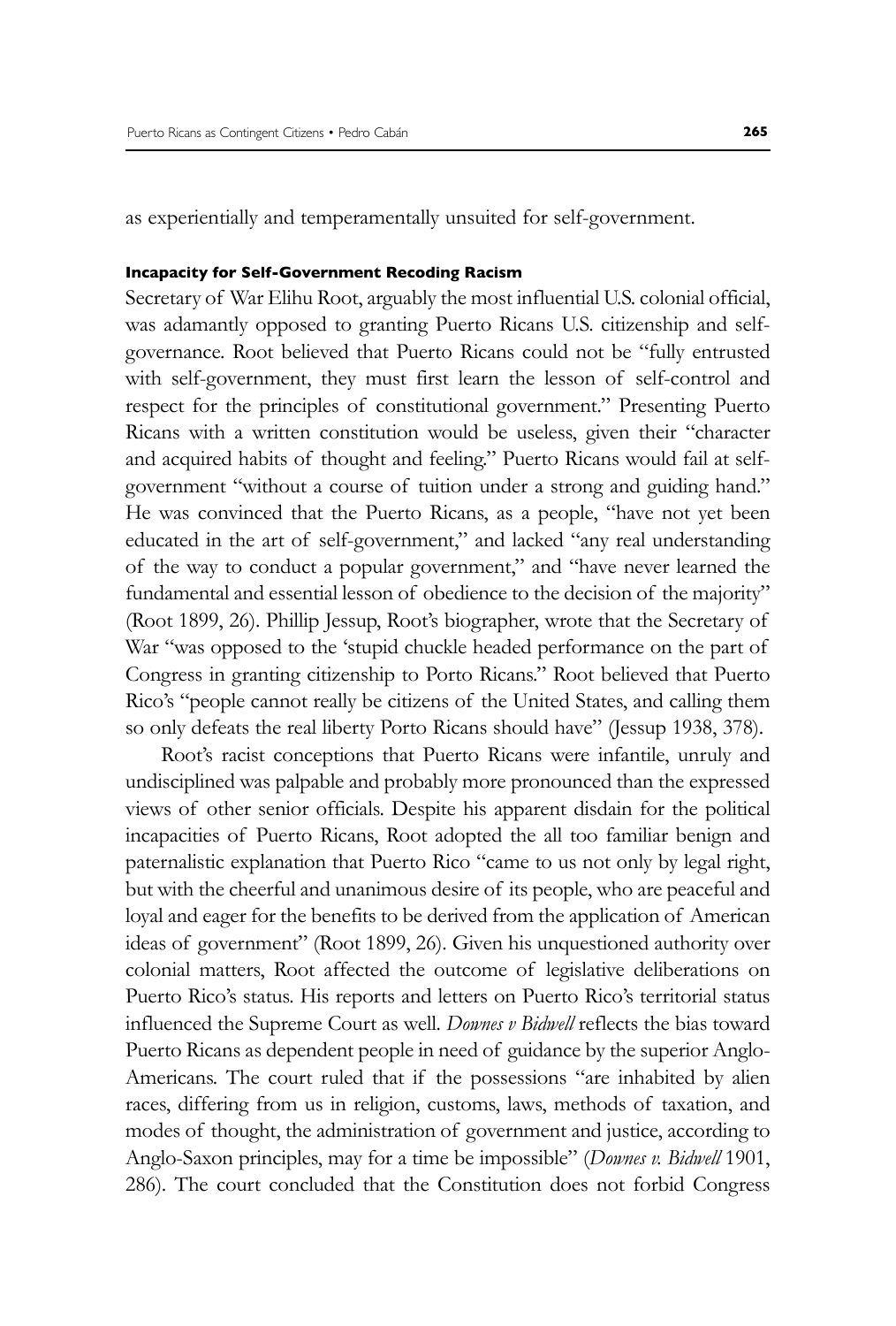as experientially and temperamentally unsuited for self-government.

#### Incapacity for Self-Government Recoding Racism

Secretary of War Elihu Root, arguably the most influential U.S. colonial official, was adamantly opposed to granting Puerto Ricans U.S. citizenship and self-governance. Root believed that Puerto Ricans could not be "fully entrusted with self-government, they must first learn the lesson of self-control and respect for the principles of constitutional government." Presenting Puerto Ricans with a written constitution would be useless, given their "character and acquired habits of thought and feeling." Puerto Ricans would fail at self-government "without a course of tuition under a strong and guiding hand." He was convinced that the Puerto Ricans, as a people, "have not yet been educated in the art of self-government," and lacked "any real understanding of the way to conduct a popular government," and "have never learned the fundamental and essential lesson of obedience to the decision of the majority" (Root 1899, 26). Phillip Jessup, Root's biographer, wrote that the Secretary of War "was opposed to the 'stupid chuckle headed performance on the part of Congress in granting citizenship to Porto Ricans." Root believed that Puerto Rico's "people cannot really be citizens of the United States, and calling them so only defeats the real liberty Porto Ricans should have" (Jessup 1938, 378).

Root's racist conceptions that Puerto Ricans were infantile, unruly and undisciplined was palpable and probably more pronounced than the expressed views of other senior officials. Despite his apparent disdain for the political incapacities of Puerto Ricans, Root adopted the all too familiar benign and paternalistic explanation that Puerto Rico "came to us not only by legal right, but with the cheerful and unanimous desire of its people, who are peaceful and loyal and eager for the benefits to be derived from the application of American ideas of government" (Root 1899, 26). Given his unquestioned authority over colonial matters, Root affected the outcome of legislative deliberations on Puerto Rico's status. His reports and letters on Puerto Rico's territorial status influenced the Supreme Court as well. *Downes v Bidwell* reflects the bias toward Puerto Ricans as dependent people in need of guidance by the superior Anglo-Americans. The court ruled that if the possessions "are inhabited by alien races, differing from us in religion, customs, laws, methods of taxation, and modes of thought, the administration of government and justice, according to Anglo-Saxon principles, may for a time be impossible" (*Downes v. Bidwell* 1901, 286). The court concluded that the Constitution does not forbid Congress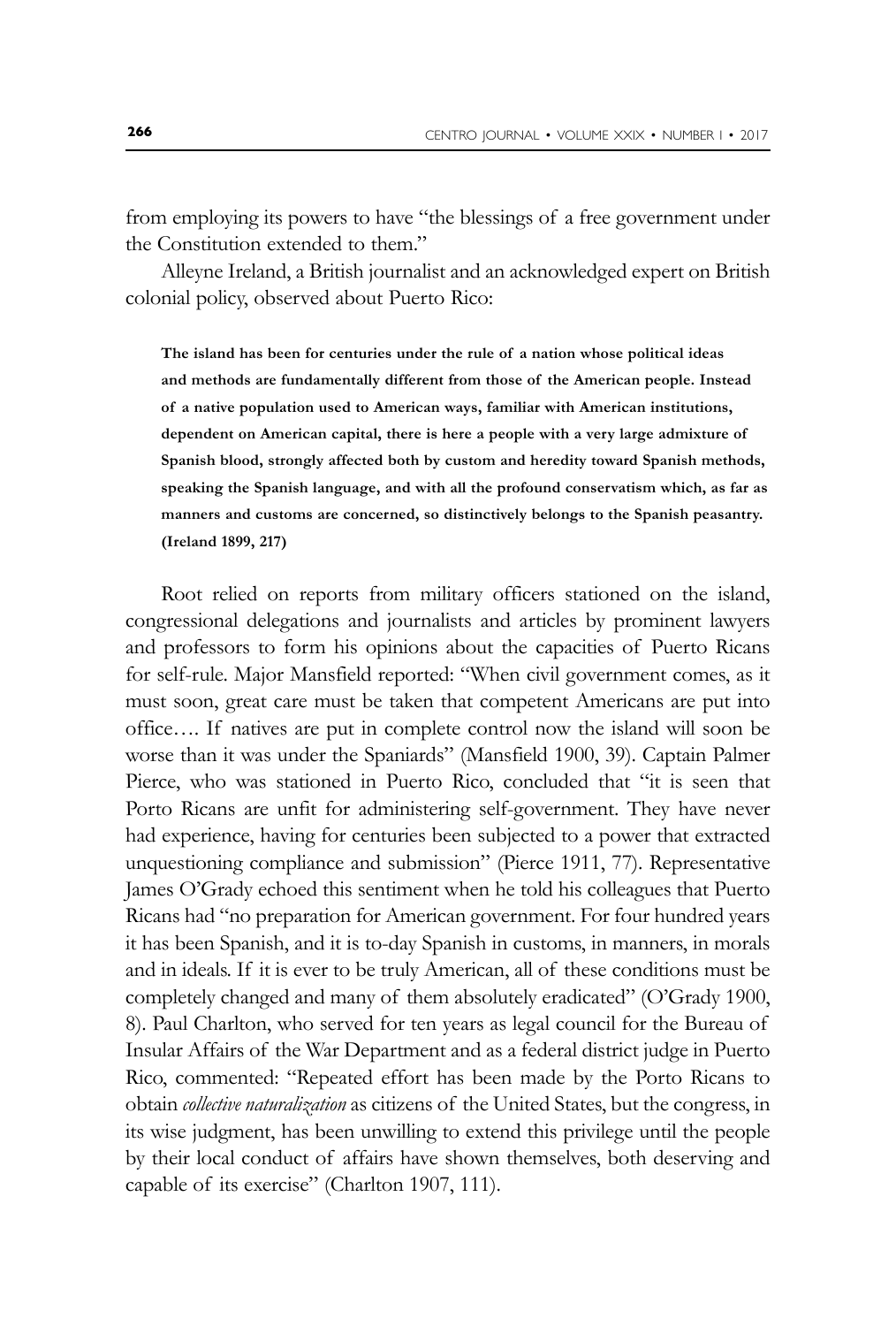from employing its powers to have "the blessings of a free government under the Constitution extended to them."

Alleyne Ireland, a British journalist and an acknowledged expert on British colonial policy, observed about Puerto Rico:

> **The island has been for centuries under the rule of a nation whose political ideas and methods are fundamentally different from those of the American people. Instead of a native population used to American ways, familiar with American institutions, dependent on American capital, there is here a people with a very large admixture of Spanish blood, strongly affected both by custom and heredity toward Spanish methods, speaking the Spanish language, and with all the profound conservatism which, as far as manners and customs are concerned, so distinctively belongs to the Spanish peasantry. (Ireland 1899, 217)**

Root relied on reports from military officers stationed on the island, congressional delegations and journalists and articles by prominent lawyers and professors to form his opinions about the capacities of Puerto Ricans for self-rule. Major Mansfield reported: "When civil government comes, as it must soon, great care must be taken that competent Americans are put into office…. If natives are put in complete control now the island will soon be worse than it was under the Spaniards" (Mansfield 1900, 39). Captain Palmer Pierce, who was stationed in Puerto Rico, concluded that "it is seen that Porto Ricans are unfit for administering self-government. They have never had experience, having for centuries been subjected to a power that extracted unquestioning compliance and submission" (Pierce 1911, 77). Representative James O'Grady echoed this sentiment when he told his colleagues that Puerto Ricans had "no preparation for American government. For four hundred years it has been Spanish, and it is to-day Spanish in customs, in manners, in morals and in ideals. If it is ever to be truly American, all of these conditions must be completely changed and many of them absolutely eradicated" (O'Grady 1900, 8). Paul Charlton, who served for ten years as legal council for the Bureau of Insular Affairs of the War Department and as a federal district judge in Puerto Rico, commented: "Repeated effort has been made by the Porto Ricans to obtain *collective naturalization* as citizens of the United States, but the congress, in its wise judgment, has been unwilling to extend this privilege until the people by their local conduct of affairs have shown themselves, both deserving and capable of its exercise" (Charlton 1907, 111).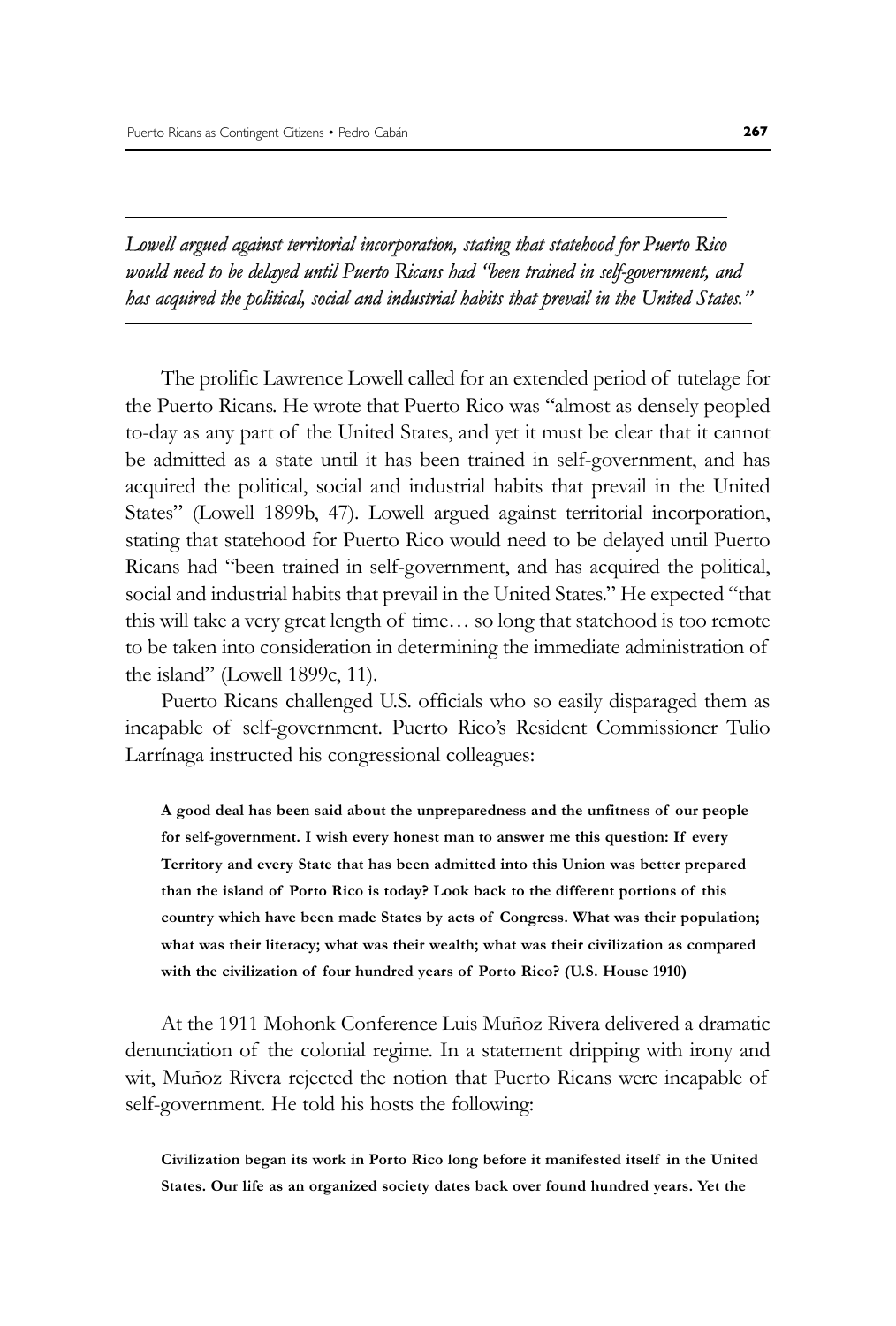*Lowell argued against territorial incorporation, stating that statehood for Puerto Rico would need to be delayed until Puerto Ricans had "been trained in self-government, and has acquired the political, social and industrial habits that prevail in the United States."*

The prolific Lawrence Lowell called for an extended period of tutelage for the Puerto Ricans. He wrote that Puerto Rico was "almost as densely peopled to-day as any part of the United States, and yet it must be clear that it cannot be admitted as a state until it has been trained in self-government, and has acquired the political, social and industrial habits that prevail in the United States" (Lowell 1899b, 47). Lowell argued against territorial incorporation, stating that statehood for Puerto Rico would need to be delayed until Puerto Ricans had "been trained in self-government, and has acquired the political, social and industrial habits that prevail in the United States." He expected "that this will take a very great length of time… so long that statehood is too remote to be taken into consideration in determining the immediate administration of the island" (Lowell 1899c, 11).

Puerto Ricans challenged U.S. officials who so easily disparaged them as incapable of self-government. Puerto Rico's Resident Commissioner Tulio Larrínaga instructed his congressional colleagues:

> **A good deal has been said about the unpreparedness and the unfitness of our people for self-government. I wish every honest man to answer me this question: If every Territory and every State that has been admitted into this Union was better prepared than the island of Porto Rico is today? Look back to the different portions of this country which have been made States by acts of Congress. What was their population; what was their literacy; what was their wealth; what was their civilization as compared with the civilization of four hundred years of Porto Rico? (U.S. House 1910)**

At the 1911 Mohonk Conference Luis Muñoz Rivera delivered a dramatic denunciation of the colonial regime. In a statement dripping with irony and wit, Muñoz Rivera rejected the notion that Puerto Ricans were incapable of self-government. He told his hosts the following:

> **Civilization began its work in Porto Rico long before it manifested itself in the United States. Our life as an organized society dates back over found hundred years. Yet the**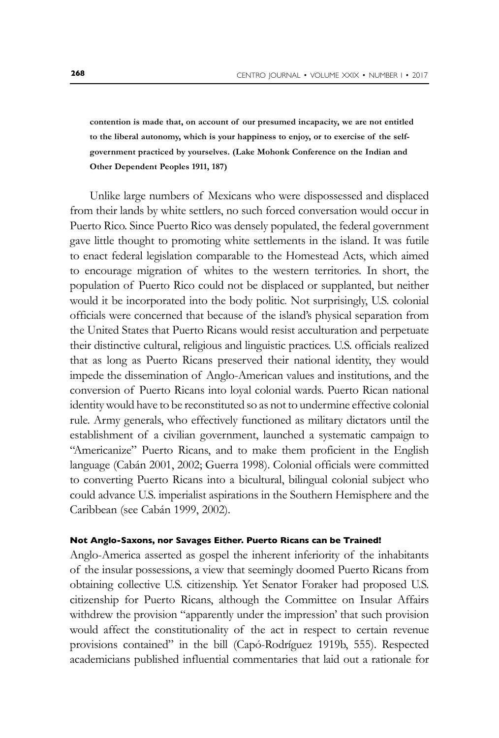**contention is made that, on account of our presumed incapacity, we are not entitled to the liberal autonomy, which is your happiness to enjoy, or to exercise of the self-government practiced by yourselves. (Lake Mohonk Conference on the Indian and Other Dependent Peoples 1911, 187)**

Unlike large numbers of Mexicans who were dispossessed and displaced from their lands by white settlers, no such forced conversation would occur in Puerto Rico. Since Puerto Rico was densely populated, the federal government gave little thought to promoting white settlements in the island. It was futile to enact federal legislation comparable to the Homestead Acts, which aimed to encourage migration of whites to the western territories. In short, the population of Puerto Rico could not be displaced or supplanted, but neither would it be incorporated into the body politic. Not surprisingly, U.S. colonial officials were concerned that because of the island's physical separation from the United States that Puerto Ricans would resist acculturation and perpetuate their distinctive cultural, religious and linguistic practices. U.S. officials realized that as long as Puerto Ricans preserved their national identity, they would impede the dissemination of Anglo-American values and institutions, and the conversion of Puerto Ricans into loyal colonial wards. Puerto Rican national identity would have to be reconstituted so as not to undermine effective colonial rule. Army generals, who effectively functioned as military dictators until the establishment of a civilian government, launched a systematic campaign to "Americanize" Puerto Ricans, and to make them proficient in the English language (Cabán 2001, 2002; Guerra 1998). Colonial officials were committed to converting Puerto Ricans into a bicultural, bilingual colonial subject who could advance U.S. imperialist aspirations in the Southern Hemisphere and the Caribbean (see Cabán 1999, 2002).

#### Not Anglo-Saxons, nor Savages Either. Puerto Ricans can be Trained!

Anglo-America asserted as gospel the inherent inferiority of the inhabitants of the insular possessions, a view that seemingly doomed Puerto Ricans from obtaining collective U.S. citizenship. Yet Senator Foraker had proposed U.S. citizenship for Puerto Ricans, although the Committee on Insular Affairs withdrew the provision "apparently under the impression' that such provision would affect the constitutionality of the act in respect to certain revenue provisions contained" in the bill (Capó-Rodríguez 1919b, 555). Respected academicians published influential commentaries that laid out a rationale for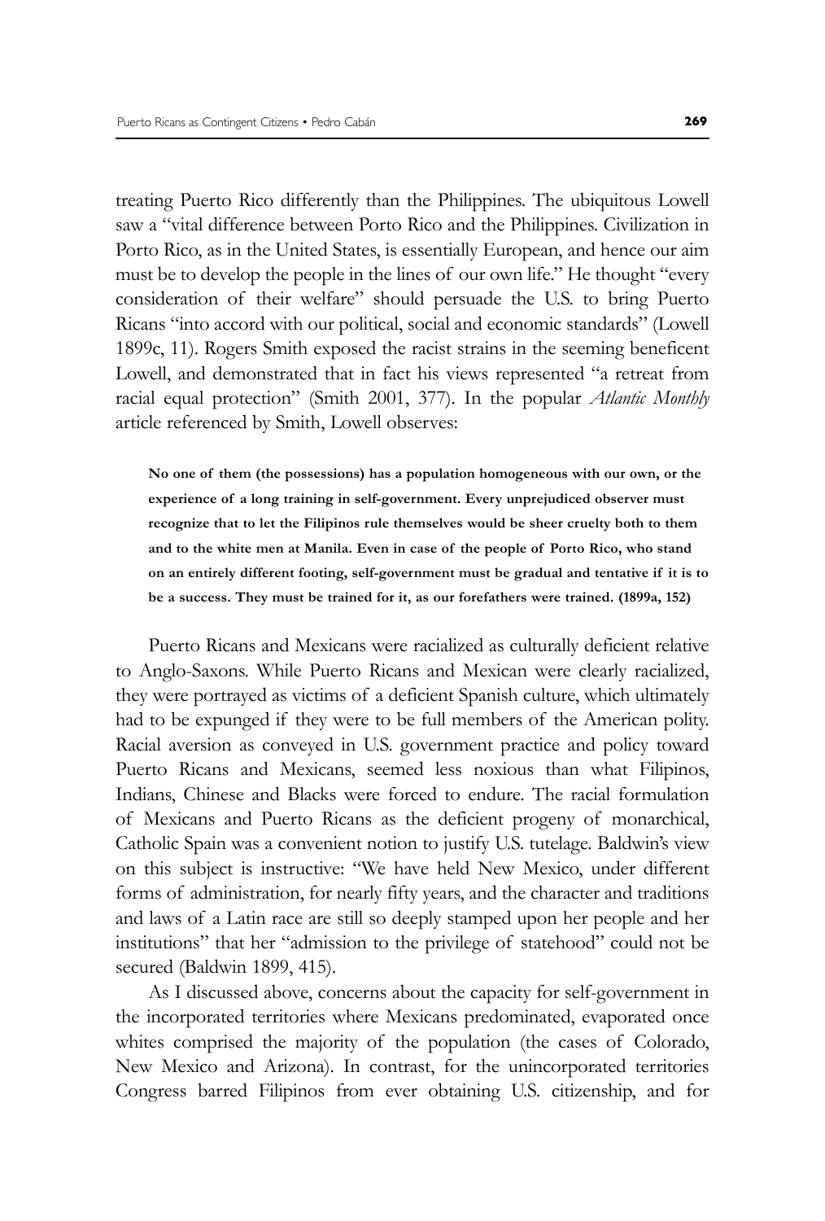treating Puerto Rico differently than the Philippines. The ubiquitous Lowell saw a "vital difference between Porto Rico and the Philippines. Civilization in Porto Rico, as in the United States, is essentially European, and hence our aim must be to develop the people in the lines of our own life." He thought "every consideration of their welfare" should persuade the U.S. to bring Puerto Ricans "into accord with our political, social and economic standards" (Lowell 1899c, 11). Rogers Smith exposed the racist strains in the seeming beneficent Lowell, and demonstrated that in fact his views represented "a retreat from racial equal protection" (Smith 2001, 377). In the popular *Atlantic Monthly* article referenced by Smith, Lowell observes:

> **No one of them (the possessions) has a population homogeneous with our own, or the experience of a long training in self-government. Every unprejudiced observer must recognize that to let the Filipinos rule themselves would be sheer cruelty both to them and to the white men at Manila. Even in case of the people of Porto Rico, who stand on an entirely different footing, self-government must be gradual and tentative if it is to be a success. They must be trained for it, as our forefathers were trained. (1899a, 152)**

Puerto Ricans and Mexicans were racialized as culturally deficient relative to Anglo-Saxons. While Puerto Ricans and Mexican were clearly racialized, they were portrayed as victims of a deficient Spanish culture, which ultimately had to be expunged if they were to be full members of the American polity. Racial aversion as conveyed in U.S. government practice and policy toward Puerto Ricans and Mexicans, seemed less noxious than what Filipinos, Indians, Chinese and Blacks were forced to endure. The racial formulation of Mexicans and Puerto Ricans as the deficient progeny of monarchical, Catholic Spain was a convenient notion to justify U.S. tutelage. Baldwin's view on this subject is instructive: "We have held New Mexico, under different forms of administration, for nearly fifty years, and the character and traditions and laws of a Latin race are still so deeply stamped upon her people and her institutions" that her "admission to the privilege of statehood" could not be secured (Baldwin 1899, 415).

As I discussed above, concerns about the capacity for self-government in the incorporated territories where Mexicans predominated, evaporated once whites comprised the majority of the population (the cases of Colorado, New Mexico and Arizona). In contrast, for the unincorporated territories Congress barred Filipinos from ever obtaining U.S. citizenship, and for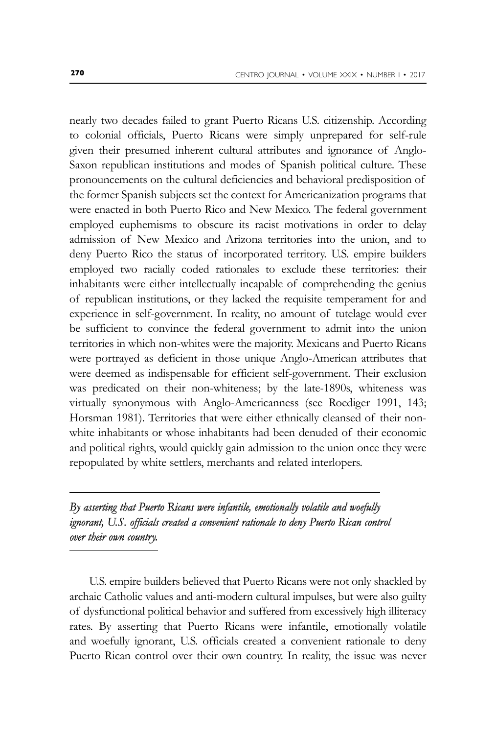nearly two decades failed to grant Puerto Ricans U.S. citizenship. According to colonial officials, Puerto Ricans were simply unprepared for self-rule given their presumed inherent cultural attributes and ignorance of Anglo-Saxon republican institutions and modes of Spanish political culture. These pronouncements on the cultural deficiencies and behavioral predisposition of the former Spanish subjects set the context for Americanization programs that were enacted in both Puerto Rico and New Mexico. The federal government employed euphemisms to obscure its racist motivations in order to delay admission of New Mexico and Arizona territories into the union, and to deny Puerto Rico the status of incorporated territory. U.S. empire builders employed two racially coded rationales to exclude these territories: their inhabitants were either intellectually incapable of comprehending the genius of republican institutions, or they lacked the requisite temperament for and experience in self-government. In reality, no amount of tutelage would ever be sufficient to convince the federal government to admit into the union territories in which non-whites were the majority. Mexicans and Puerto Ricans were portrayed as deficient in those unique Anglo-American attributes that were deemed as indispensable for efficient self-government. Their exclusion was predicated on their non-whiteness; by the late-1890s, whiteness was virtually synonymous with Anglo-Americanness (see Roediger 1991, 143; Horsman 1981). Territories that were either ethnically cleansed of their non-white inhabitants or whose inhabitants had been denuded of their economic and political rights, would quickly gain admission to the union once they were repopulated by white settlers, merchants and related interlopers.

---

*By asserting that Puerto Ricans were infantile, emotionally volatile and woefully ignorant, U.S. officials created a convenient rationale to deny Puerto Rican control over their own country.*

---

U.S. empire builders believed that Puerto Ricans were not only shackled by archaic Catholic values and anti-modern cultural impulses, but were also guilty of dysfunctional political behavior and suffered from excessively high illiteracy rates. By asserting that Puerto Ricans were infantile, emotionally volatile and woefully ignorant, U.S. officials created a convenient rationale to deny Puerto Rican control over their own country. In reality, the issue was never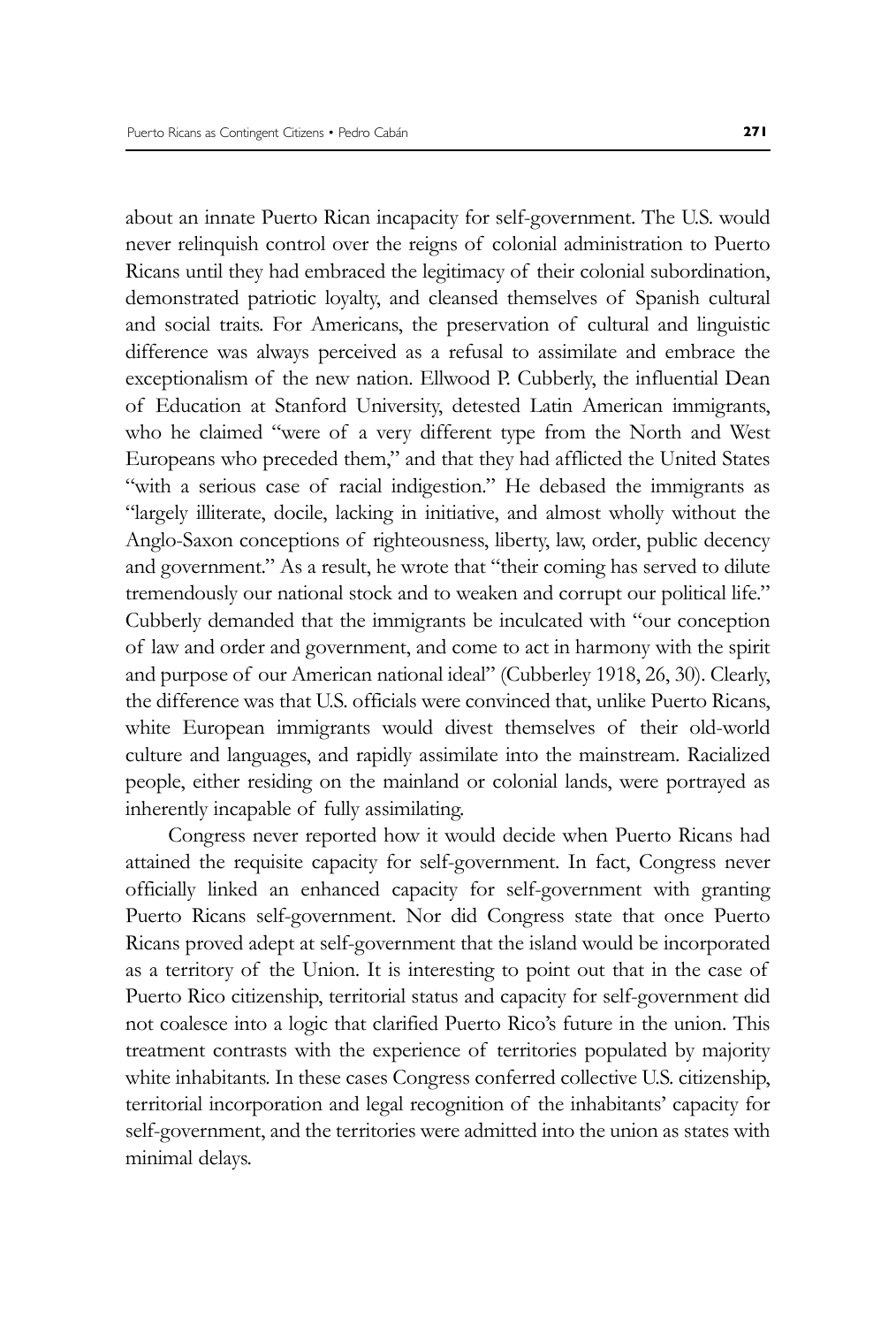about an innate Puerto Rican incapacity for self-government. The U.S. would never relinquish control over the reigns of colonial administration to Puerto Ricans until they had embraced the legitimacy of their colonial subordination, demonstrated patriotic loyalty, and cleansed themselves of Spanish cultural and social traits. For Americans, the preservation of cultural and linguistic difference was always perceived as a refusal to assimilate and embrace the exceptionalism of the new nation. Ellwood P. Cubberly, the influential Dean of Education at Stanford University, detested Latin American immigrants, who he claimed "were of a very different type from the North and West Europeans who preceded them," and that they had afflicted the United States "with a serious case of racial indigestion." He debased the immigrants as "largely illiterate, docile, lacking in initiative, and almost wholly without the Anglo-Saxon conceptions of righteousness, liberty, law, order, public decency and government." As a result, he wrote that "their coming has served to dilute tremendously our national stock and to weaken and corrupt our political life." Cubberly demanded that the immigrants be inculcated with "our conception of law and order and government, and come to act in harmony with the spirit and purpose of our American national ideal" (Cubberley 1918, 26, 30). Clearly, the difference was that U.S. officials were convinced that, unlike Puerto Ricans, white European immigrants would divest themselves of their old-world culture and languages, and rapidly assimilate into the mainstream. Racialized people, either residing on the mainland or colonial lands, were portrayed as inherently incapable of fully assimilating.

Congress never reported how it would decide when Puerto Ricans had attained the requisite capacity for self-government. In fact, Congress never officially linked an enhanced capacity for self-government with granting Puerto Ricans self-government. Nor did Congress state that once Puerto Ricans proved adept at self-government that the island would be incorporated as a territory of the Union. It is interesting to point out that in the case of Puerto Rico citizenship, territorial status and capacity for self-government did not coalesce into a logic that clarified Puerto Rico's future in the union. This treatment contrasts with the experience of territories populated by majority white inhabitants. In these cases Congress conferred collective U.S. citizenship, territorial incorporation and legal recognition of the inhabitants' capacity for self-government, and the territories were admitted into the union as states with minimal delays.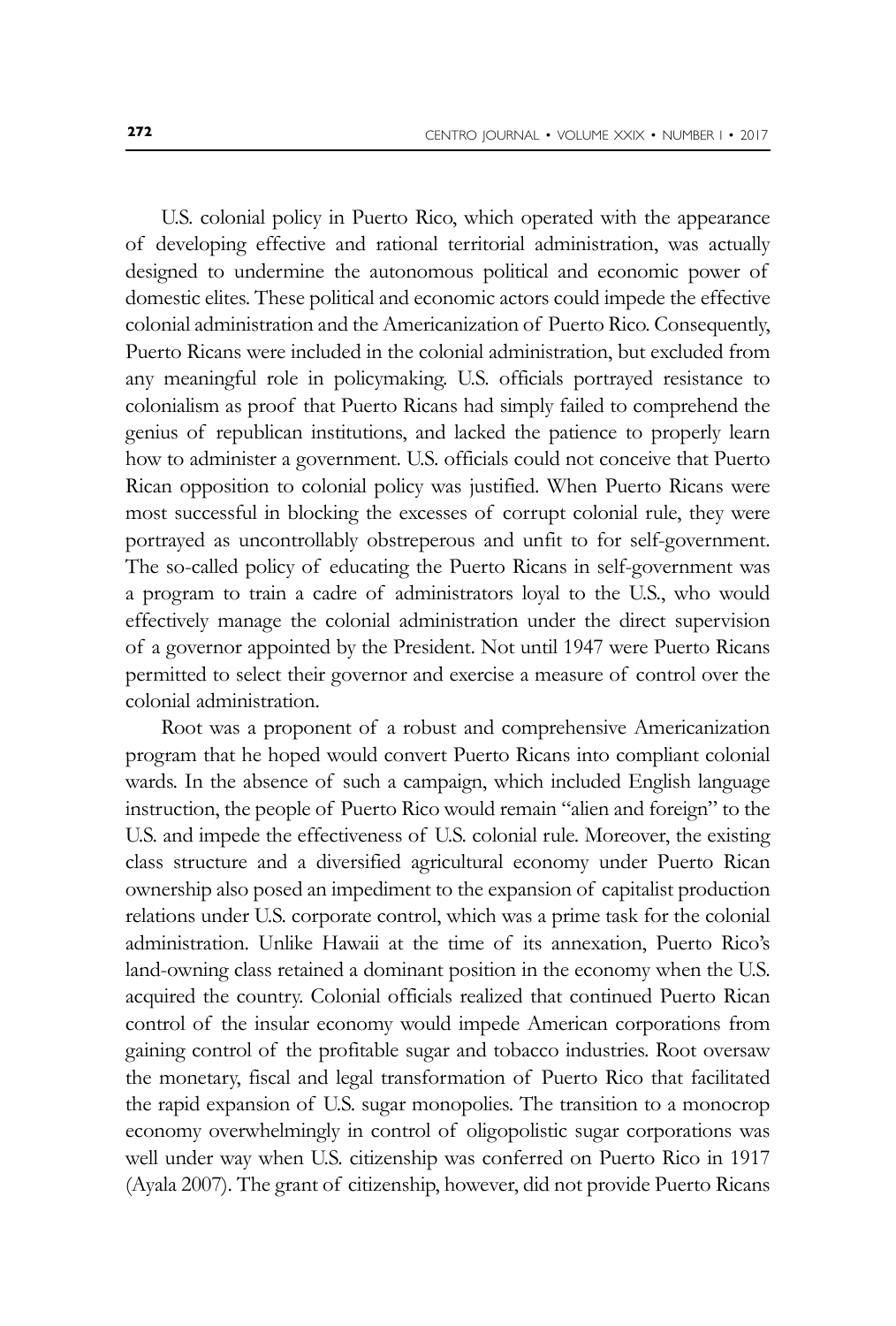U.S. colonial policy in Puerto Rico, which operated with the appearance of developing effective and rational territorial administration, was actually designed to undermine the autonomous political and economic power of domestic elites. These political and economic actors could impede the effective colonial administration and the Americanization of Puerto Rico. Consequently, Puerto Ricans were included in the colonial administration, but excluded from any meaningful role in policymaking. U.S. officials portrayed resistance to colonialism as proof that Puerto Ricans had simply failed to comprehend the genius of republican institutions, and lacked the patience to properly learn how to administer a government. U.S. officials could not conceive that Puerto Rican opposition to colonial policy was justified. When Puerto Ricans were most successful in blocking the excesses of corrupt colonial rule, they were portrayed as uncontrollably obstreperous and unfit to for self-government. The so-called policy of educating the Puerto Ricans in self-government was a program to train a cadre of administrators loyal to the U.S., who would effectively manage the colonial administration under the direct supervision of a governor appointed by the President. Not until 1947 were Puerto Ricans permitted to select their governor and exercise a measure of control over the colonial administration.

Root was a proponent of a robust and comprehensive Americanization program that he hoped would convert Puerto Ricans into compliant colonial wards. In the absence of such a campaign, which included English language instruction, the people of Puerto Rico would remain "alien and foreign" to the U.S. and impede the effectiveness of U.S. colonial rule. Moreover, the existing class structure and a diversified agricultural economy under Puerto Rican ownership also posed an impediment to the expansion of capitalist production relations under U.S. corporate control, which was a prime task for the colonial administration. Unlike Hawaii at the time of its annexation, Puerto Rico's land-owning class retained a dominant position in the economy when the U.S. acquired the country. Colonial officials realized that continued Puerto Rican control of the insular economy would impede American corporations from gaining control of the profitable sugar and tobacco industries. Root oversaw the monetary, fiscal and legal transformation of Puerto Rico that facilitated the rapid expansion of U.S. sugar monopolies. The transition to a monocrop economy overwhelmingly in control of oligopolistic sugar corporations was well under way when U.S. citizenship was conferred on Puerto Rico in 1917 (Ayala 2007). The grant of citizenship, however, did not provide Puerto Ricans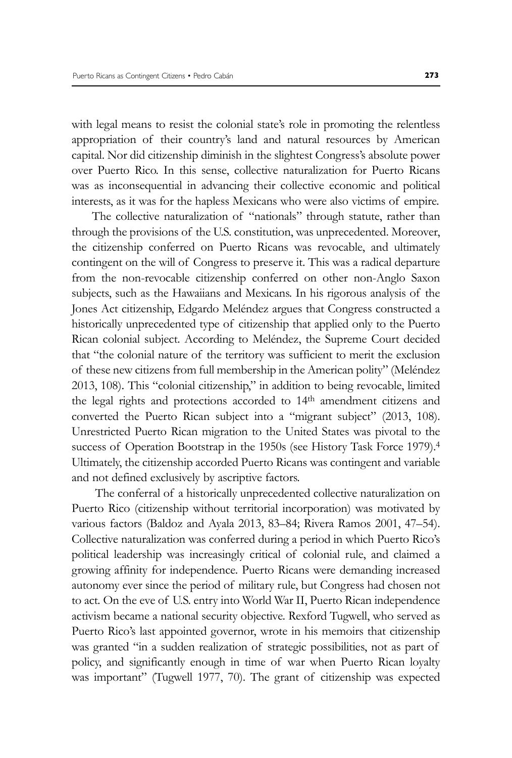with legal means to resist the colonial state's role in promoting the relentless appropriation of their country's land and natural resources by American capital. Nor did citizenship diminish in the slightest Congress's absolute power over Puerto Rico. In this sense, collective naturalization for Puerto Ricans was as inconsequential in advancing their collective economic and political interests, as it was for the hapless Mexicans who were also victims of empire.

The collective naturalization of "nationals" through statute, rather than through the provisions of the U.S. constitution, was unprecedented. Moreover, the citizenship conferred on Puerto Ricans was revocable, and ultimately contingent on the will of Congress to preserve it. This was a radical departure from the non-revocable citizenship conferred on other non-Anglo Saxon subjects, such as the Hawaiians and Mexicans. In his rigorous analysis of the Jones Act citizenship, Edgardo Meléndez argues that Congress constructed a historically unprecedented type of citizenship that applied only to the Puerto Rican colonial subject. According to Meléndez, the Supreme Court decided that "the colonial nature of the territory was sufficient to merit the exclusion of these new citizens from full membership in the American polity" (Meléndez 2013, 108). This "colonial citizenship," in addition to being revocable, limited the legal rights and protections accorded to 14th amendment citizens and converted the Puerto Rican subject into a "migrant subject" (2013, 108). Unrestricted Puerto Rican migration to the United States was pivotal to the success of Operation Bootstrap in the 1950s (see History Task Force 1979).[4] Ultimately, the citizenship accorded Puerto Ricans was contingent and variable and not defined exclusively by ascriptive factors.

The conferral of a historically unprecedented collective naturalization on Puerto Rico (citizenship without territorial incorporation) was motivated by various factors (Baldoz and Ayala 2013, 83–84; Rivera Ramos 2001, 47–54). Collective naturalization was conferred during a period in which Puerto Rico's political leadership was increasingly critical of colonial rule, and claimed a growing affinity for independence. Puerto Ricans were demanding increased autonomy ever since the period of military rule, but Congress had chosen not to act. On the eve of U.S. entry into World War II, Puerto Rican independence activism became a national security objective. Rexford Tugwell, who served as Puerto Rico's last appointed governor, wrote in his memoirs that citizenship was granted "in a sudden realization of strategic possibilities, not as part of policy, and significantly enough in time of war when Puerto Rican loyalty was important" (Tugwell 1977, 70). The grant of citizenship was expected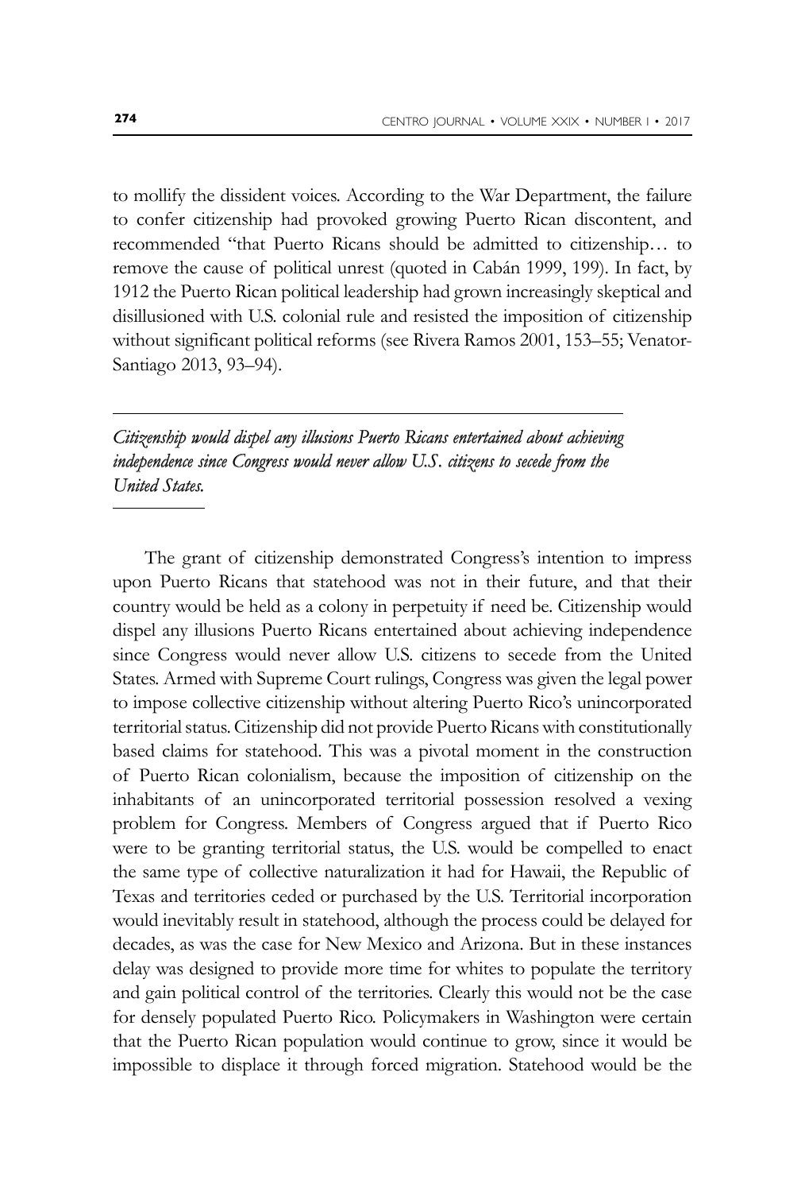to mollify the dissident voices. According to the War Department, the failure to confer citizenship had provoked growing Puerto Rican discontent, and recommended "that Puerto Ricans should be admitted to citizenship… to remove the cause of political unrest (quoted in Cabán 1999, 199). In fact, by 1912 the Puerto Rican political leadership had grown increasingly skeptical and disillusioned with U.S. colonial rule and resisted the imposition of citizenship without significant political reforms (see Rivera Ramos 2001, 153–55; Venator-Santiago 2013, 93–94).

---

*Citizenship would dispel any illusions Puerto Ricans entertained about achieving independence since Congress would never allow U.S. citizens to secede from the United States.*

---

The grant of citizenship demonstrated Congress's intention to impress upon Puerto Ricans that statehood was not in their future, and that their country would be held as a colony in perpetuity if need be. Citizenship would dispel any illusions Puerto Ricans entertained about achieving independence since Congress would never allow U.S. citizens to secede from the United States. Armed with Supreme Court rulings, Congress was given the legal power to impose collective citizenship without altering Puerto Rico's unincorporated territorial status. Citizenship did not provide Puerto Ricans with constitutionally based claims for statehood. This was a pivotal moment in the construction of Puerto Rican colonialism, because the imposition of citizenship on the inhabitants of an unincorporated territorial possession resolved a vexing problem for Congress. Members of Congress argued that if Puerto Rico were to be granting territorial status, the U.S. would be compelled to enact the same type of collective naturalization it had for Hawaii, the Republic of Texas and territories ceded or purchased by the U.S. Territorial incorporation would inevitably result in statehood, although the process could be delayed for decades, as was the case for New Mexico and Arizona. But in these instances delay was designed to provide more time for whites to populate the territory and gain political control of the territories. Clearly this would not be the case for densely populated Puerto Rico. Policymakers in Washington were certain that the Puerto Rican population would continue to grow, since it would be impossible to displace it through forced migration. Statehood would be the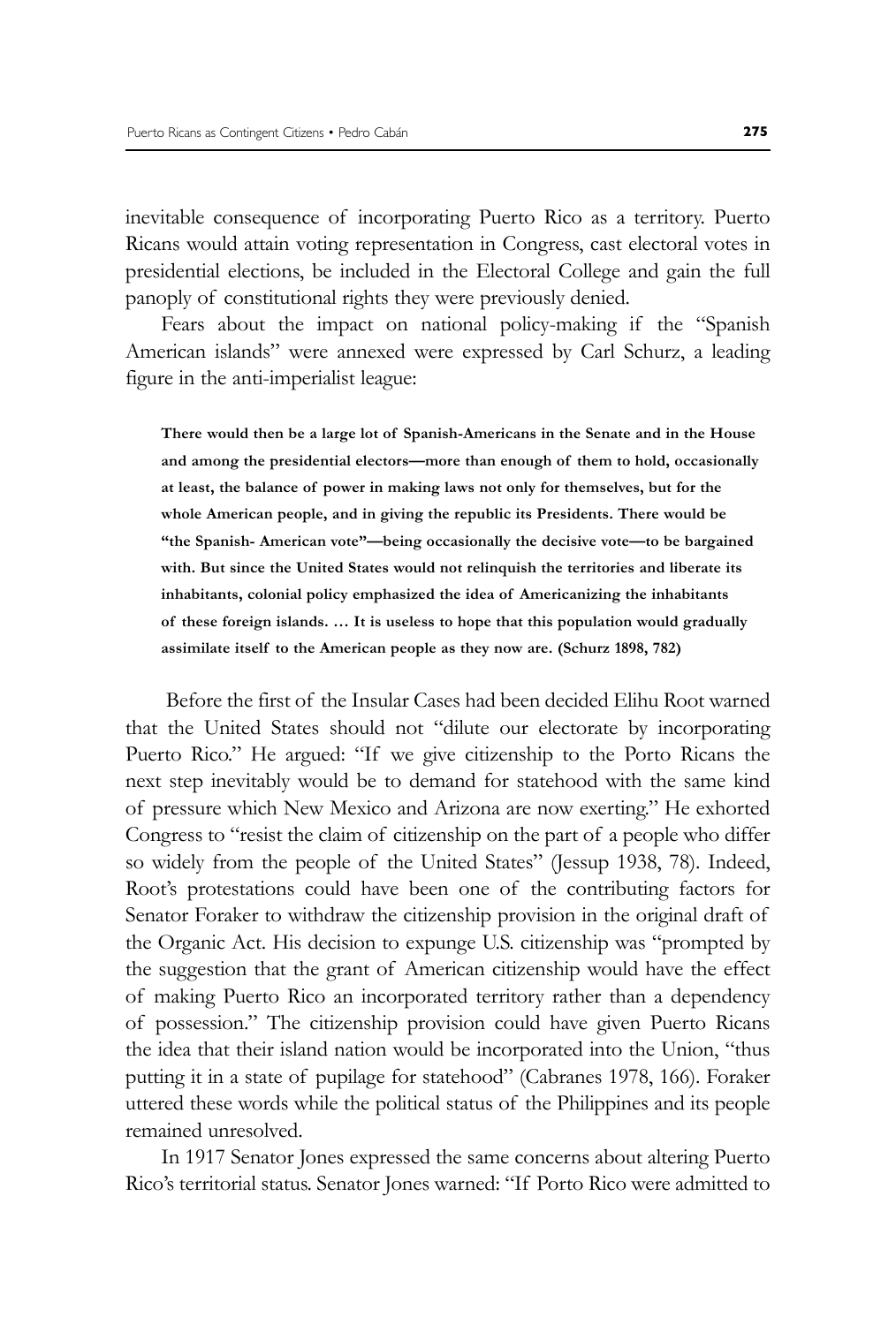inevitable consequence of incorporating Puerto Rico as a territory. Puerto Ricans would attain voting representation in Congress, cast electoral votes in presidential elections, be included in the Electoral College and gain the full panoply of constitutional rights they were previously denied.

Fears about the impact on national policy-making if the "Spanish American islands" were annexed were expressed by Carl Schurz, a leading figure in the anti-imperialist league:

> **There would then be a large lot of Spanish-Americans in the Senate and in the House and among the presidential electors—more than enough of them to hold, occasionally at least, the balance of power in making laws not only for themselves, but for the whole American people, and in giving the republic its Presidents. There would be "the Spanish- American vote"—being occasionally the decisive vote—to be bargained with. But since the United States would not relinquish the territories and liberate its inhabitants, colonial policy emphasized the idea of Americanizing the inhabitants of these foreign islands. … It is useless to hope that this population would gradually assimilate itself to the American people as they now are. (Schurz 1898, 782)**

Before the first of the Insular Cases had been decided Elihu Root warned that the United States should not "dilute our electorate by incorporating Puerto Rico." He argued: "If we give citizenship to the Porto Ricans the next step inevitably would be to demand for statehood with the same kind of pressure which New Mexico and Arizona are now exerting." He exhorted Congress to "resist the claim of citizenship on the part of a people who differ so widely from the people of the United States" (Jessup 1938, 78). Indeed, Root's protestations could have been one of the contributing factors for Senator Foraker to withdraw the citizenship provision in the original draft of the Organic Act. His decision to expunge U.S. citizenship was "prompted by the suggestion that the grant of American citizenship would have the effect of making Puerto Rico an incorporated territory rather than a dependency of possession." The citizenship provision could have given Puerto Ricans the idea that their island nation would be incorporated into the Union, "thus putting it in a state of pupilage for statehood" (Cabranes 1978, 166). Foraker uttered these words while the political status of the Philippines and its people remained unresolved.

In 1917 Senator Jones expressed the same concerns about altering Puerto Rico's territorial status. Senator Jones warned: "If Porto Rico were admitted to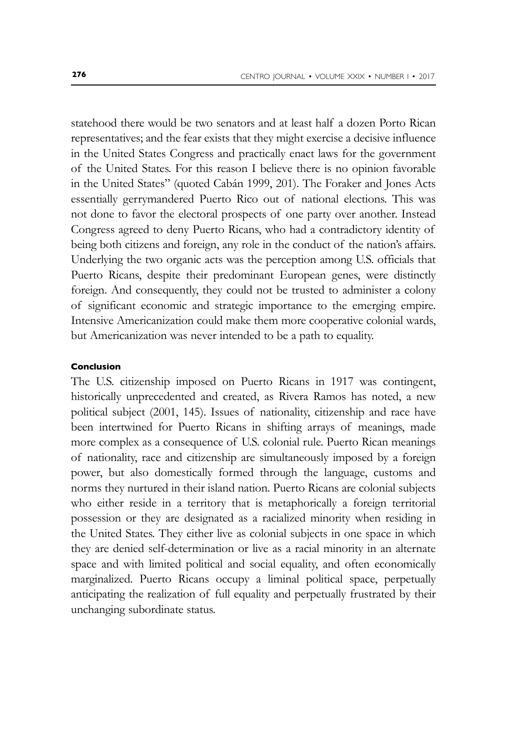statehood there would be two senators and at least half a dozen Porto Rican representatives; and the fear exists that they might exercise a decisive influence in the United States Congress and practically enact laws for the government of the United States. For this reason I believe there is no opinion favorable in the United States" (quoted Cabán 1999, 201). The Foraker and Jones Acts essentially gerrymandered Puerto Rico out of national elections. This was not done to favor the electoral prospects of one party over another. Instead Congress agreed to deny Puerto Ricans, who had a contradictory identity of being both citizens and foreign, any role in the conduct of the nation's affairs. Underlying the two organic acts was the perception among U.S. officials that Puerto Ricans, despite their predominant European genes, were distinctly foreign. And consequently, they could not be trusted to administer a colony of significant economic and strategic importance to the emerging empire. Intensive Americanization could make them more cooperative colonial wards, but Americanization was never intended to be a path to equality.

#### Conclusion

The U.S. citizenship imposed on Puerto Ricans in 1917 was contingent, historically unprecedented and created, as Rivera Ramos has noted, a new political subject (2001, 145). Issues of nationality, citizenship and race have been intertwined for Puerto Ricans in shifting arrays of meanings, made more complex as a consequence of U.S. colonial rule. Puerto Rican meanings of nationality, race and citizenship are simultaneously imposed by a foreign power, but also domestically formed through the language, customs and norms they nurtured in their island nation. Puerto Ricans are colonial subjects who either reside in a territory that is metaphorically a foreign territorial possession or they are designated as a racialized minority when residing in the United States. They either live as colonial subjects in one space in which they are denied self-determination or live as a racial minority in an alternate space and with limited political and social equality, and often economically marginalized. Puerto Ricans occupy a liminal political space, perpetually anticipating the realization of full equality and perpetually frustrated by their unchanging subordinate status.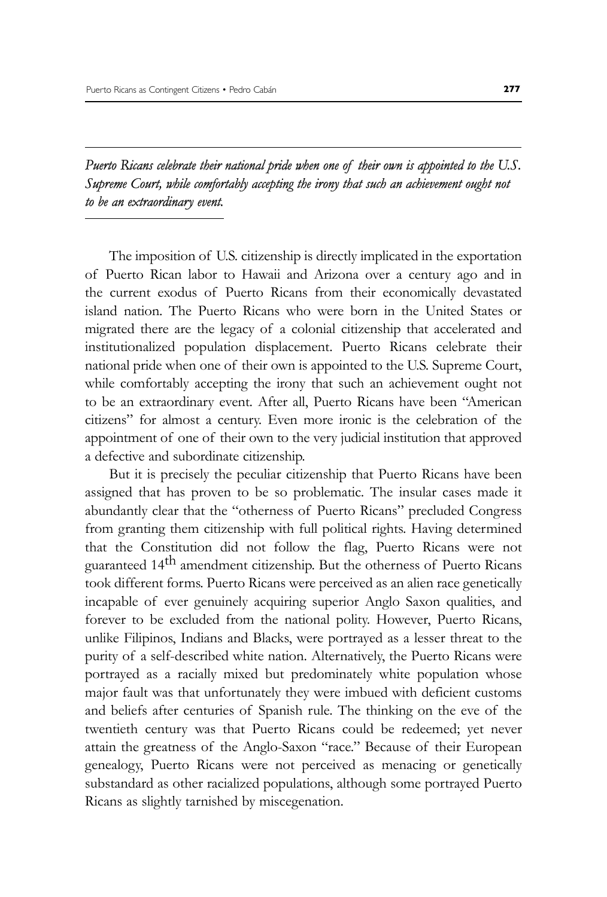*Puerto Ricans celebrate their national pride when one of their own is appointed to the U.S. Supreme Court, while comfortably accepting the irony that such an achievement ought not to be an extraordinary event.*

The imposition of U.S. citizenship is directly implicated in the exportation of Puerto Rican labor to Hawaii and Arizona over a century ago and in the current exodus of Puerto Ricans from their economically devastated island nation. The Puerto Ricans who were born in the United States or migrated there are the legacy of a colonial citizenship that accelerated and institutionalized population displacement. Puerto Ricans celebrate their national pride when one of their own is appointed to the U.S. Supreme Court, while comfortably accepting the irony that such an achievement ought not to be an extraordinary event. After all, Puerto Ricans have been "American citizens" for almost a century. Even more ironic is the celebration of the appointment of one of their own to the very judicial institution that approved a defective and subordinate citizenship.

But it is precisely the peculiar citizenship that Puerto Ricans have been assigned that has proven to be so problematic. The insular cases made it abundantly clear that the "otherness of Puerto Ricans" precluded Congress from granting them citizenship with full political rights. Having determined that the Constitution did not follow the flag, Puerto Ricans were not guaranteed 14th amendment citizenship. But the otherness of Puerto Ricans took different forms. Puerto Ricans were perceived as an alien race genetically incapable of ever genuinely acquiring superior Anglo Saxon qualities, and forever to be excluded from the national polity. However, Puerto Ricans, unlike Filipinos, Indians and Blacks, were portrayed as a lesser threat to the purity of a self-described white nation. Alternatively, the Puerto Ricans were portrayed as a racially mixed but predominately white population whose major fault was that unfortunately they were imbued with deficient customs and beliefs after centuries of Spanish rule. The thinking on the eve of the twentieth century was that Puerto Ricans could be redeemed; yet never attain the greatness of the Anglo-Saxon "race." Because of their European genealogy, Puerto Ricans were not perceived as menacing or genetically substandard as other racialized populations, although some portrayed Puerto Ricans as slightly tarnished by miscegenation.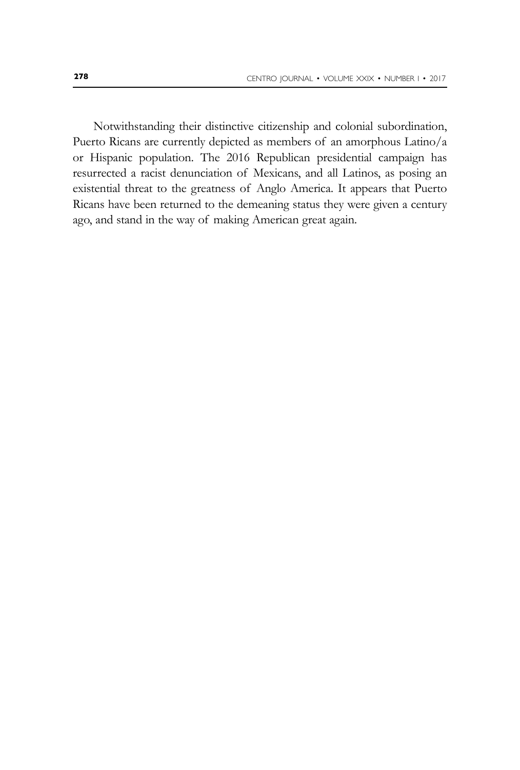Notwithstanding their distinctive citizenship and colonial subordination, Puerto Ricans are currently depicted as members of an amorphous Latino/a or Hispanic population. The 2016 Republican presidential campaign has resurrected a racist denunciation of Mexicans, and all Latinos, as posing an existential threat to the greatness of Anglo America. It appears that Puerto Ricans have been returned to the demeaning status they were given a century ago, and stand in the way of making American great again.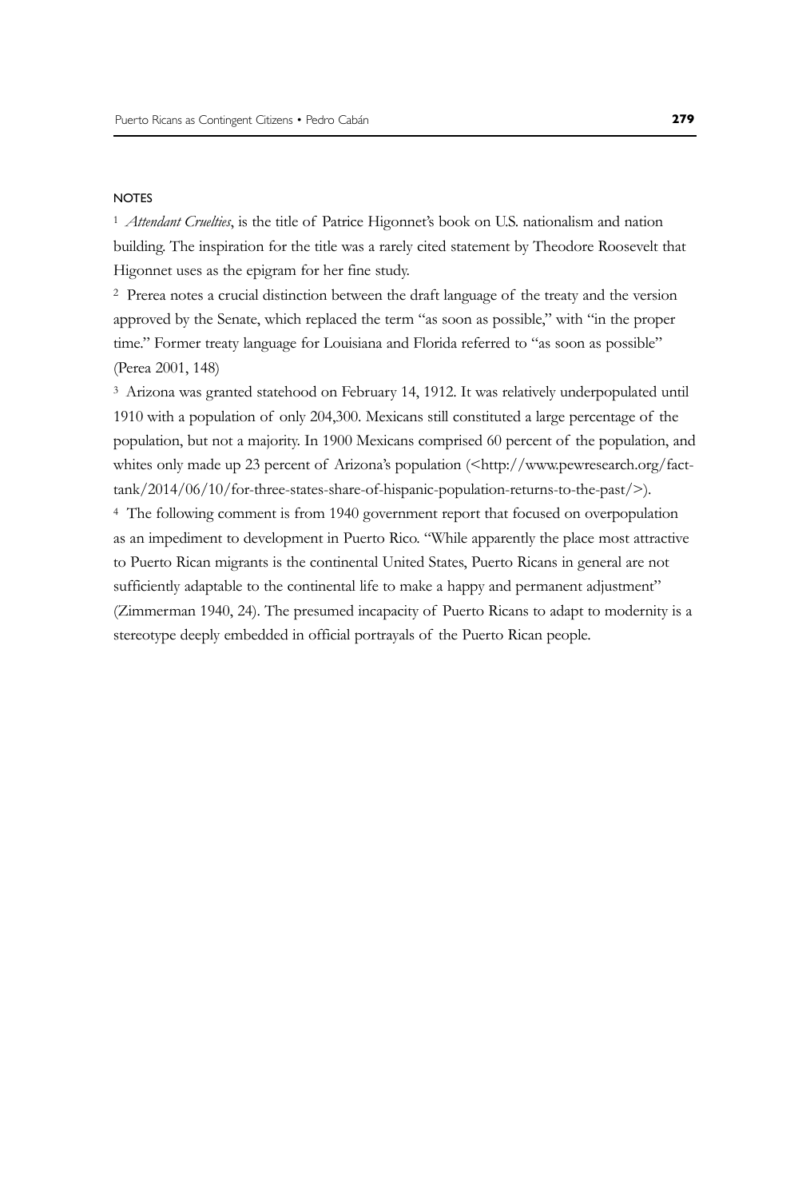NOTES

[1] *Attendant Cruelties*, is the title of Patrice Higonnet's book on U.S. nationalism and nation building. The inspiration for the title was a rarely cited statement by Theodore Roosevelt that Higonnet uses as the epigram for her fine study.

[2] Prerea notes a crucial distinction between the draft language of the treaty and the version approved by the Senate, which replaced the term "as soon as possible," with "in the proper time." Former treaty language for Louisiana and Florida referred to "as soon as possible" (Perea 2001, 148)

[3] Arizona was granted statehood on February 14, 1912. It was relatively underpopulated until 1910 with a population of only 204,300. Mexicans still constituted a large percentage of the population, but not a majority. In 1900 Mexicans comprised 60 percent of the population, and whites only made up 23 percent of Arizona's population (<http://www.pewresearch.org/fact-tank/2014/06/10/for-three-states-share-of-hispanic-population-returns-to-the-past/>).

[4] The following comment is from 1940 government report that focused on overpopulation as an impediment to development in Puerto Rico. "While apparently the place most attractive to Puerto Rican migrants is the continental United States, Puerto Ricans in general are not sufficiently adaptable to the continental life to make a happy and permanent adjustment" (Zimmerman 1940, 24). The presumed incapacity of Puerto Ricans to adapt to modernity is a stereotype deeply embedded in official portrayals of the Puerto Rican people.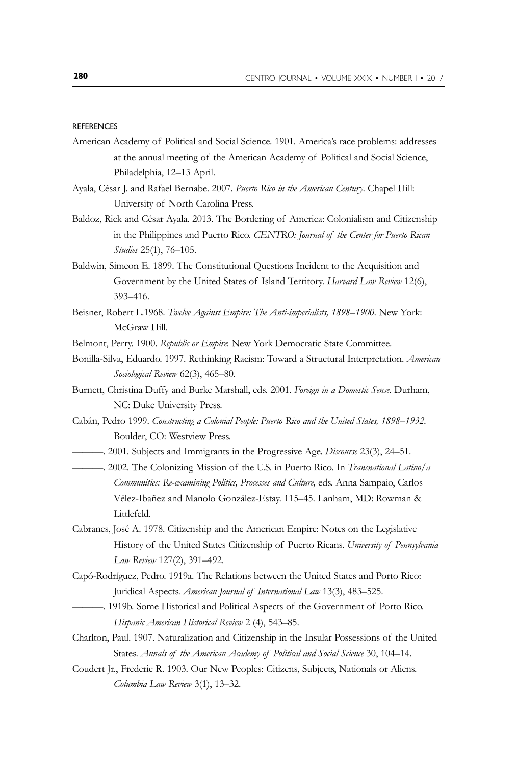## REFERENCES

American Academy of Political and Social Science. 1901. America's race problems: addresses at the annual meeting of the American Academy of Political and Social Science, Philadelphia, 12–13 April.

Ayala, César J. and Rafael Bernabe. 2007. *Puerto Rico in the American Century*. Chapel Hill: University of North Carolina Press.

Baldoz, Rick and César Ayala. 2013. The Bordering of America: Colonialism and Citizenship in the Philippines and Puerto Rico. *CENTRO: Journal of the Center for Puerto Rican Studies* 25(1), 76–105.

Baldwin, Simeon E. 1899. The Constitutional Questions Incident to the Acquisition and Government by the United States of Island Territory. *Harvard Law Review* 12(6), 393–416.

Beisner, Robert L.1968. *Twelve Against Empire: The Anti-imperialists, 1898–1900*. New York: McGraw Hill.

Belmont, Perry. 1900. *Republic or Empire*: New York Democratic State Committee.

Bonilla-Silva, Eduardo. 1997. Rethinking Racism: Toward a Structural Interpretation. *American Sociological Review* 62(3), 465–80.

Burnett, Christina Duffy and Burke Marshall, eds. 2001. *Foreign in a Domestic Sense*. Durham, NC: Duke University Press.

Cabán, Pedro 1999. *Constructing a Colonial People: Puerto Rico and the United States, 1898–1932*. Boulder, CO: Westview Press.

———. 2001. Subjects and Immigrants in the Progressive Age. *Discourse* 23(3), 24–51.

———. 2002. The Colonizing Mission of the U.S. in Puerto Rico. In *Transnational Latino/a Communities: Re-examining Politics, Processes and Culture,* eds. Anna Sampaio, Carlos Vélez-Ibañez and Manolo González-Estay. 115–45. Lanham, MD: Rowman & Littlefeld.

Cabranes, José A. 1978. Citizenship and the American Empire: Notes on the Legislative History of the United States Citizenship of Puerto Ricans. *University of Pennsylvania Law Review* 127(2), 391–492.

Capó-Rodríguez, Pedro. 1919a. The Relations between the United States and Porto Rico: Juridical Aspects. *American Journal of International Law* 13(3), 483–525.

———. 1919b. Some Historical and Political Aspects of the Government of Porto Rico. *Hispanic American Historical Review* 2 (4), 543–85.

Charlton, Paul. 1907. Naturalization and Citizenship in the Insular Possessions of the United States. *Annals of the American Academy of Political and Social Science* 30, 104–14.

Coudert Jr., Frederic R. 1903. Our New Peoples: Citizens, Subjects, Nationals or Aliens. *Columbia Law Review* 3(1), 13–32.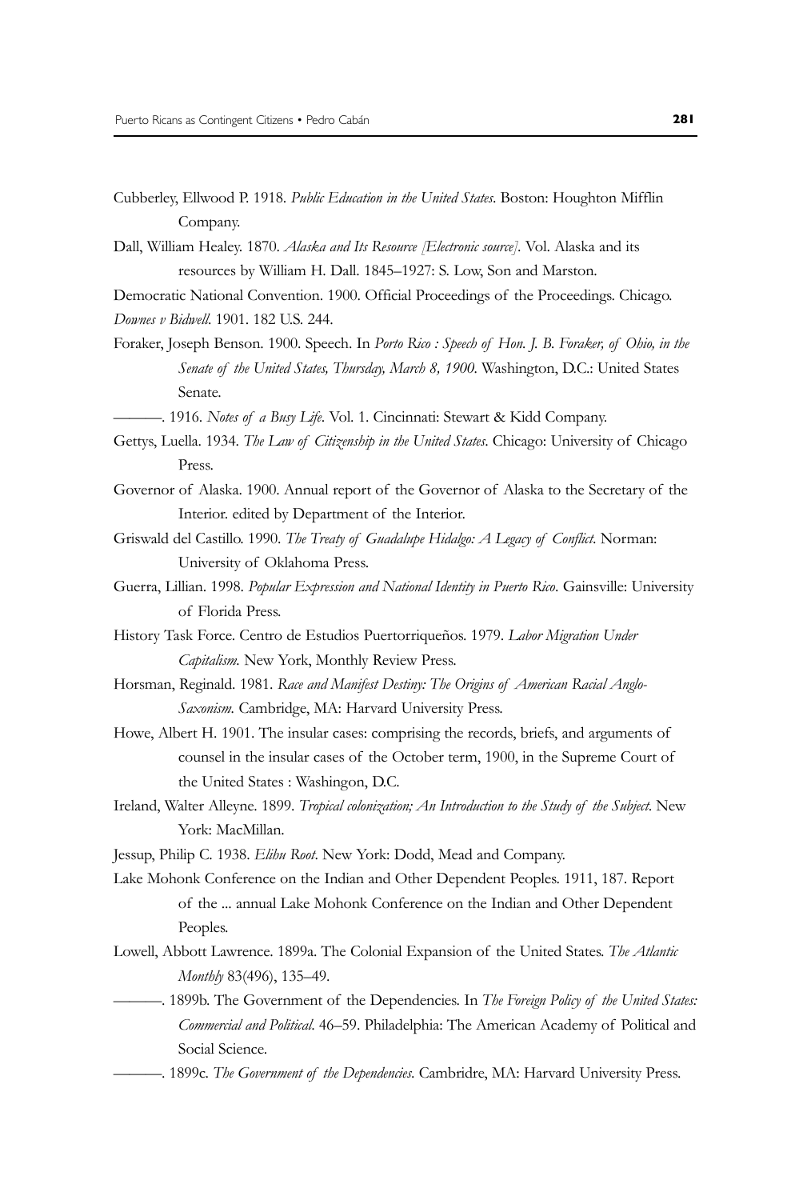Cubberley, Ellwood P. 1918. *Public Education in the United States*. Boston: Houghton Mifflin Company.

Dall, William Healey. 1870. *Alaska and Its Resource [Electronic source]*. Vol. Alaska and its resources by William H. Dall. 1845–1927: S. Low, Son and Marston.

Democratic National Convention. 1900. Official Proceedings of the Proceedings. Chicago.

*Downes v Bidwell*. 1901. 182 U.S. 244.

Foraker, Joseph Benson. 1900. Speech. In *Porto Rico : Speech of Hon. J. B. Foraker, of Ohio, in the Senate of the United States, Thursday, March 8, 1900*. Washington, D.C.: United States Senate.

———. 1916. *Notes of a Busy Life*. Vol. 1. Cincinnati: Stewart & Kidd Company.

Gettys, Luella. 1934. *The Law of Citizenship in the United States*. Chicago: University of Chicago Press.

Governor of Alaska. 1900. Annual report of the Governor of Alaska to the Secretary of the Interior. edited by Department of the Interior.

Griswald del Castillo. 1990. *The Treaty of Guadalupe Hidalgo: A Legacy of Conflict*. Norman: University of Oklahoma Press.

Guerra, Lillian. 1998. *Popular Expression and National Identity in Puerto Rico*. Gainsville: University of Florida Press.

History Task Force. Centro de Estudios Puertorriqueños. 1979. *Labor Migration Under Capitalism.* New York, Monthly Review Press.

Horsman, Reginald. 1981. *Race and Manifest Destiny: The Origins of American Racial Anglo-Saxonism.* Cambridge, MA: Harvard University Press.

Howe, Albert H. 1901. The insular cases: comprising the records, briefs, and arguments of counsel in the insular cases of the October term, 1900, in the Supreme Court of the United States : Washingon, D.C.

Ireland, Walter Alleyne. 1899. *Tropical colonization; An Introduction to the Study of the Subject*. New York: MacMillan.

Jessup, Philip C. 1938. *Elihu Root*. New York: Dodd, Mead and Company.

Lake Mohonk Conference on the Indian and Other Dependent Peoples. 1911, 187. Report of the ... annual Lake Mohonk Conference on the Indian and Other Dependent Peoples.

Lowell, Abbott Lawrence. 1899a. The Colonial Expansion of the United States. *The Atlantic Monthly* 83(496), 135–49.

———. 1899b. The Government of the Dependencies. In *The Foreign Policy of the United States: Commercial and Political*. 46–59. Philadelphia: The American Academy of Political and Social Science.

———. 1899c. *The Government of the Dependencies*. Cambridre, MA: Harvard University Press.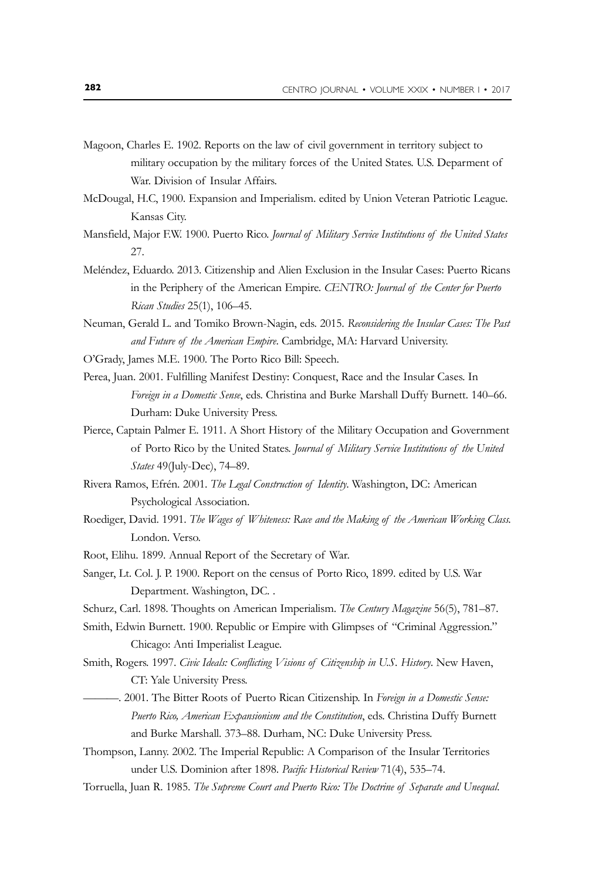Magoon, Charles E. 1902. Reports on the law of civil government in territory subject to military occupation by the military forces of the United States. U.S. Deparment of War. Division of Insular Affairs.

McDougal, H.C, 1900. Expansion and Imperialism. edited by Union Veteran Patriotic League. Kansas City.

Mansfield, Major F.W. 1900. Puerto Rico. *Journal of Military Service Institutions of the United States* 27.

Meléndez, Eduardo. 2013. Citizenship and Alien Exclusion in the Insular Cases: Puerto Ricans in the Periphery of the American Empire. *CENTRO: Journal of the Center for Puerto Rican Studies* 25(1), 106–45.

Neuman, Gerald L. and Tomiko Brown-Nagin, eds. 2015. *Reconsidering the Insular Cases: The Past and Future of the American Empire*. Cambridge, MA: Harvard University.

O'Grady, James M.E. 1900. The Porto Rico Bill: Speech.

Perea, Juan. 2001. Fulfilling Manifest Destiny: Conquest, Race and the Insular Cases. In *Foreign in a Domestic Sense*, eds. Christina and Burke Marshall Duffy Burnett. 140–66. Durham: Duke University Press.

Pierce, Captain Palmer E. 1911. A Short History of the Military Occupation and Government of Porto Rico by the United States. *Journal of Military Service Institutions of the United States* 49(July-Dec), 74–89.

Rivera Ramos, Efrén. 2001. *The Legal Construction of Identity*. Washington, DC: American Psychological Association.

Roediger, David. 1991. *The Wages of Whiteness: Race and the Making of the American Working Class.* London. Verso.

Root, Elihu. 1899. Annual Report of the Secretary of War.

Sanger, Lt. Col. J. P. 1900. Report on the census of Porto Rico, 1899. edited by U.S. War Department. Washington, DC. .

Schurz, Carl. 1898. Thoughts on American Imperialism. *The Century Magazine* 56(5), 781–87.

Smith, Edwin Burnett. 1900. Republic or Empire with Glimpses of "Criminal Aggression." Chicago: Anti Imperialist League.

Smith, Rogers. 1997. *Civic Ideals: Conflicting Visions of Citizenship in U.S. History*. New Haven, CT: Yale University Press.

———. 2001. The Bitter Roots of Puerto Rican Citizenship. In *Foreign in a Domestic Sense: Puerto Rico, American Expansionism and the Constitution*, eds. Christina Duffy Burnett and Burke Marshall. 373–88. Durham, NC: Duke University Press.

Thompson, Lanny. 2002. The Imperial Republic: A Comparison of the Insular Territories under U.S. Dominion after 1898. *Pacific Historical Review* 71(4), 535–74.

Torruella, Juan R. 1985. *The Supreme Court and Puerto Rico: The Doctrine of Separate and Unequal*.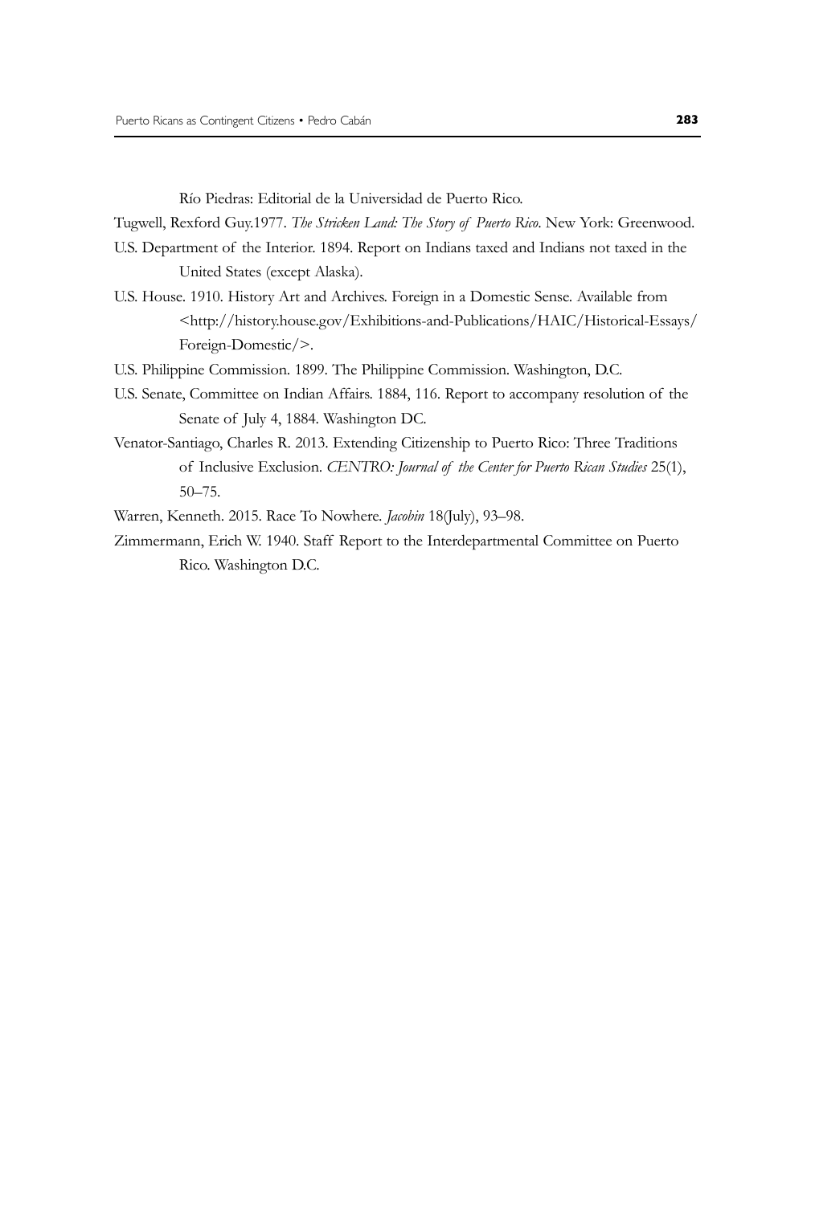Río Piedras: Editorial de la Universidad de Puerto Rico.

Tugwell, Rexford Guy.1977. *The Stricken Land: The Story of Puerto Rico*. New York: Greenwood.

U.S. Department of the Interior. 1894. Report on Indians taxed and Indians not taxed in the United States (except Alaska).

U.S. House. 1910. History Art and Archives. Foreign in a Domestic Sense. Available from <http://history.house.gov/Exhibitions-and-Publications/HAIC/Historical-Essays/Foreign-Domestic/>.

U.S. Philippine Commission. 1899. The Philippine Commission. Washington, D.C.

U.S. Senate, Committee on Indian Affairs. 1884, 116. Report to accompany resolution of the Senate of July 4, 1884. Washington DC.

Venator-Santiago, Charles R. 2013. Extending Citizenship to Puerto Rico: Three Traditions of Inclusive Exclusion. *CENTRO: Journal of the Center for Puerto Rican Studies* 25(1), 50–75.

Warren, Kenneth. 2015. Race To Nowhere. *Jacobin* 18(July), 93–98.

Zimmermann, Erich W. 1940. Staff Report to the Interdepartmental Committee on Puerto Rico. Washington D.C.